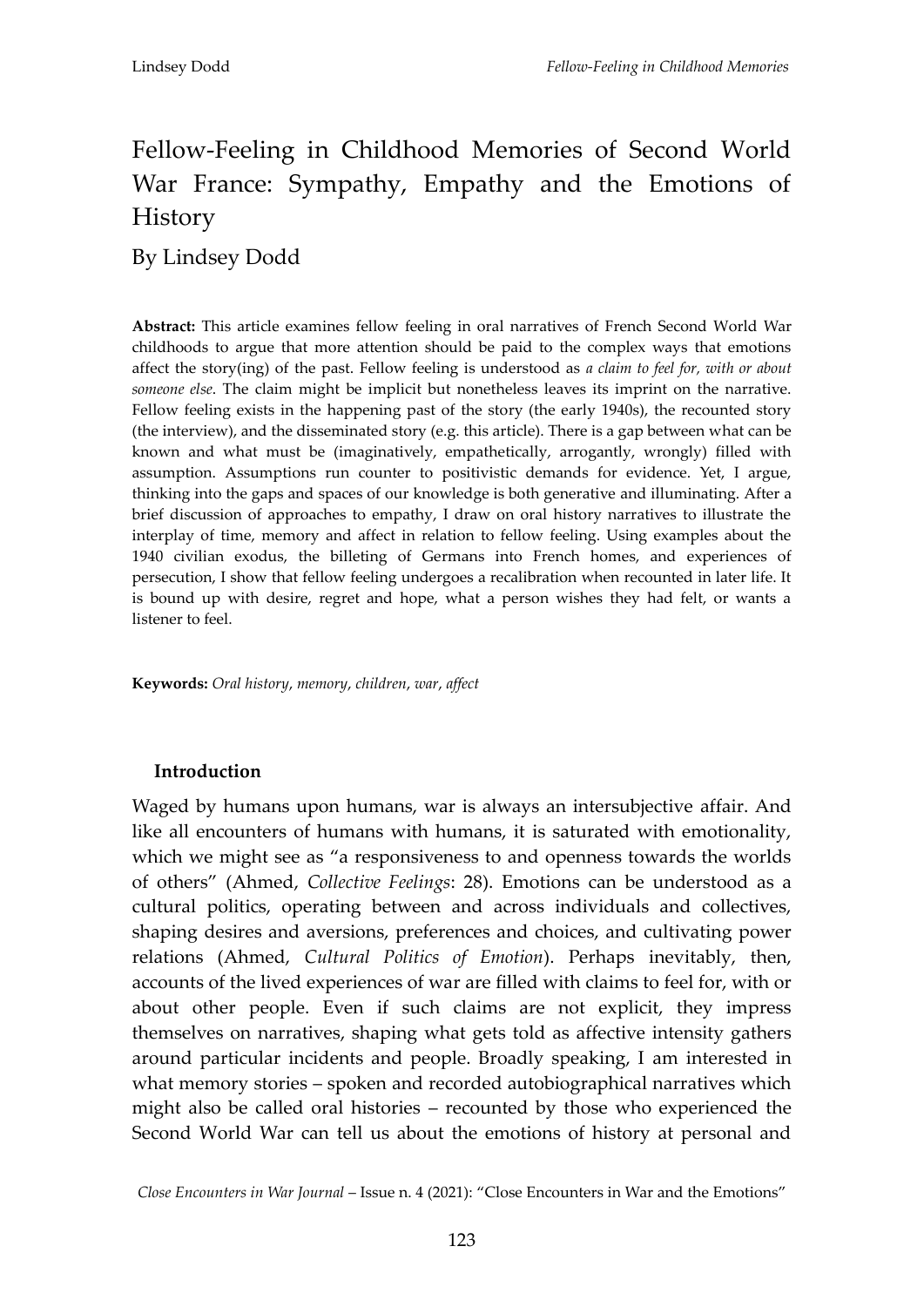# Fellow-Feeling in Childhood Memories of Second World War France: Sympathy, Empathy and the Emotions of History

## By Lindsey Dodd

**Abstract:** This article examines fellow feeling in oral narratives of French Second World War childhoods to argue that more attention should be paid to the complex ways that emotions affect the story(ing) of the past. Fellow feeling is understood as *a claim to feel for, with or about someone else*. The claim might be implicit but nonetheless leaves its imprint on the narrative. Fellow feeling exists in the happening past of the story (the early 1940s), the recounted story (the interview), and the disseminated story (e.g. this article). There is a gap between what can be known and what must be (imaginatively, empathetically, arrogantly, wrongly) filled with assumption. Assumptions run counter to positivistic demands for evidence. Yet, I argue, thinking into the gaps and spaces of our knowledge is both generative and illuminating. After a brief discussion of approaches to empathy, I draw on oral history narratives to illustrate the interplay of time, memory and affect in relation to fellow feeling. Using examples about the 1940 civilian exodus, the billeting of Germans into French homes, and experiences of persecution, I show that fellow feeling undergoes a recalibration when recounted in later life. It is bound up with desire, regret and hope, what a person wishes they had felt, or wants a listener to feel.

**Keywords:** *Oral history*, *memory*, *children*, *war*, *affect*

### Introduction

Waged by humans upon humans, war is always an intersubjective affair. And like all encounters of humans with humans, it is saturated with emotionality, which we might see as "a responsiveness to and openness towards the worlds of others" (Ahmed, *Collective Feelings*: 28). Emotions can be understood as a cultural politics, operating between and across individuals and collectives, shaping desires and aversions, preferences and choices, and cultivating power relations (Ahmed, *Cultural Politics of Emotion*). Perhaps inevitably, then, accounts of the lived experiences of war are filled with claims to feel for, with or about other people. Even if such claims are not explicit, they impress themselves on narratives, shaping what gets told as affective intensity gathers around particular incidents and people. Broadly speaking, I am interested in what memory stories – spoken and recorded autobiographical narratives which might also be called oral histories – recounted by those who experienced the Second World War can tell us about the emotions of history at personal and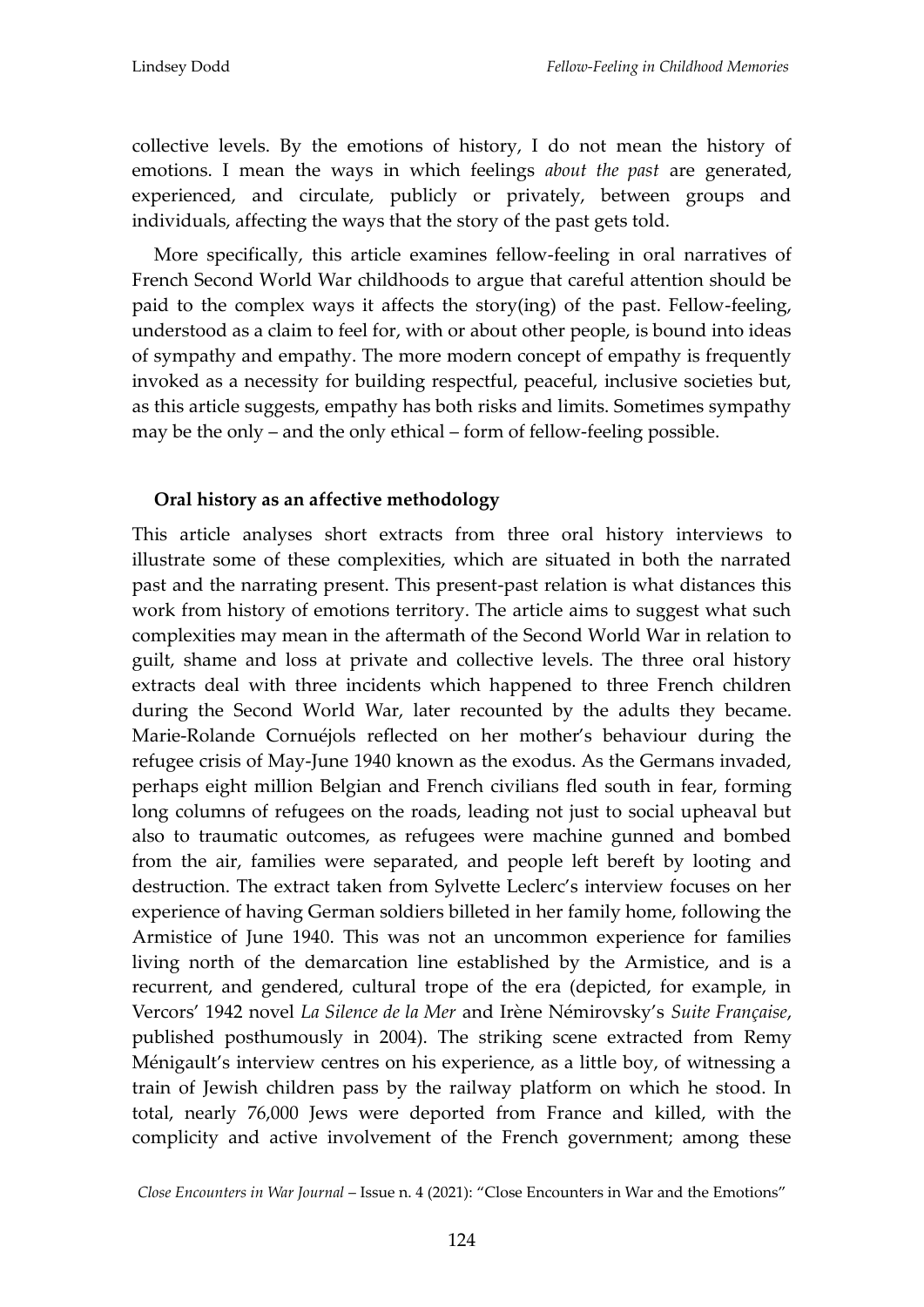collective levels. By the emotions of history, I do not mean the history of emotions. I mean the ways in which feelings *about the past* are generated, experienced, and circulate, publicly or privately, between groups and individuals, affecting the ways that the story of the past gets told.

More specifically, this article examines fellow-feeling in oral narratives of French Second World War childhoods to argue that careful attention should be paid to the complex ways it affects the story(ing) of the past. Fellow-feeling, understood as a claim to feel for, with or about other people, is bound into ideas of sympathy and empathy. The more modern concept of empathy is frequently invoked as a necessity for building respectful, peaceful, inclusive societies but, as this article suggests, empathy has both risks and limits. Sometimes sympathy may be the only – and the only ethical – form of fellow-feeling possible.

## Oral history as an affective methodology

This article analyses short extracts from three oral history interviews to illustrate some of these complexities, which are situated in both the narrated past and the narrating present. This present-past relation is what distances this work from history of emotions territory. The article aims to suggest what such complexities may mean in the aftermath of the Second World War in relation to guilt, shame and loss at private and collective levels. The three oral history extracts deal with three incidents which happened to three French children during the Second World War, later recounted by the adults they became. Marie-Rolande Cornuéjols reflected on her mother's behaviour during the refugee crisis of May-June 1940 known as the exodus. As the Germans invaded, perhaps eight million Belgian and French civilians fled south in fear, forming long columns of refugees on the roads, leading not just to social upheaval but also to traumatic outcomes, as refugees were machine gunned and bombed from the air, families were separated, and people left bereft by looting and destruction. The extract taken from Sylvette Leclerc's interview focuses on her experience of having German soldiers billeted in her family home, following the Armistice of June 1940. This was not an uncommon experience for families living north of the demarcation line established by the Armistice, and is a recurrent, and gendered, cultural trope of the era (depicted, for example, in Vercors' 1942 novel *La Silence de la Mer* and Irène Némirovsky's *Suite Française*, published posthumously in 2004). The striking scene extracted from Remy Ménigault's interview centres on his experience, as a little boy, of witnessing a train of Jewish children pass by the railway platform on which he stood. In total, nearly 76,000 Jews were deported from France and killed, with the complicity and active involvement of the French government; among these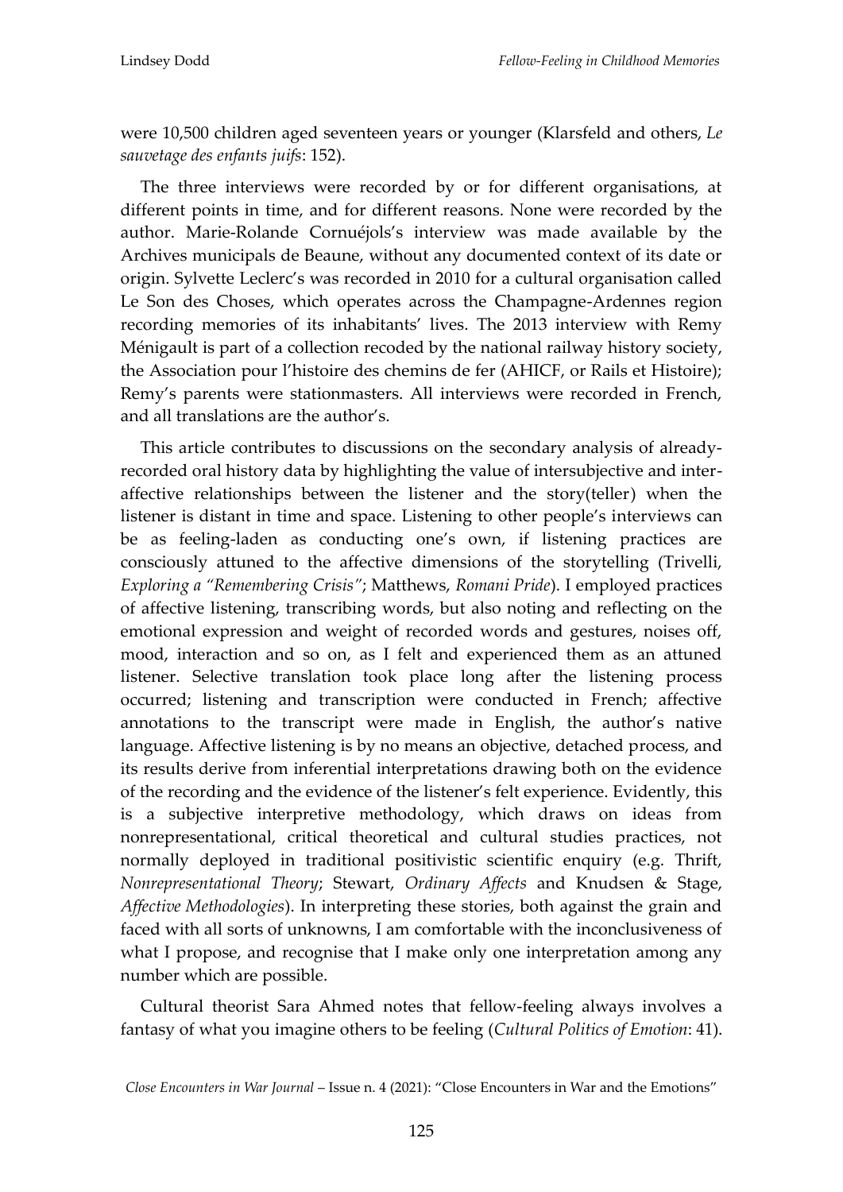were 10,500 children aged seventeen years or younger (Klarsfeld and others, *Le sauvetage des enfants juifs*: 152).

The three interviews were recorded by or for different organisations, at different points in time, and for different reasons. None were recorded by the author. Marie-Rolande Cornuéjols's interview was made available by the Archives municipals de Beaune, without any documented context of its date or origin. Sylvette Leclerc's was recorded in 2010 for a cultural organisation called Le Son des Choses, which operates across the Champagne-Ardennes region recording memories of its inhabitants' lives. The 2013 interview with Remy Ménigault is part of a collection recoded by the national railway history society, the Association pour l'histoire des chemins de fer (AHICF, or Rails et Histoire); Remy's parents were stationmasters. All interviews were recorded in French, and all translations are the author's.

This article contributes to discussions on the secondary analysis of already-recorded oral history data by highlighting the value of intersubjective and inter-affective relationships between the listener and the story(teller) when the listener is distant in time and space. Listening to other people's interviews can be as feeling-laden as conducting one's own, if listening practices are consciously attuned to the affective dimensions of the storytelling (Trivelli, *Exploring a "Remembering Crisis"*; Matthews, *Romani Pride*). I employed practices of affective listening, transcribing words, but also noting and reflecting on the emotional expression and weight of recorded words and gestures, noises off, mood, interaction and so on, as I felt and experienced them as an attuned listener. Selective translation took place long after the listening process occurred; listening and transcription were conducted in French; affective annotations to the transcript were made in English, the author's native language. Affective listening is by no means an objective, detached process, and its results derive from inferential interpretations drawing both on the evidence of the recording and the evidence of the listener's felt experience. Evidently, this is a subjective interpretive methodology, which draws on ideas from nonrepresentational, critical theoretical and cultural studies practices, not normally deployed in traditional positivistic scientific enquiry (e.g. Thrift, *Nonrepresentational Theory*; Stewart, *Ordinary Affects* and Knudsen & Stage, *Affective Methodologies*). In interpreting these stories, both against the grain and faced with all sorts of unknowns, I am comfortable with the inconclusiveness of what I propose, and recognise that I make only one interpretation among any number which are possible.

Cultural theorist Sara Ahmed notes that fellow-feeling always involves a fantasy of what you imagine others to be feeling (*Cultural Politics of Emotion*: 41).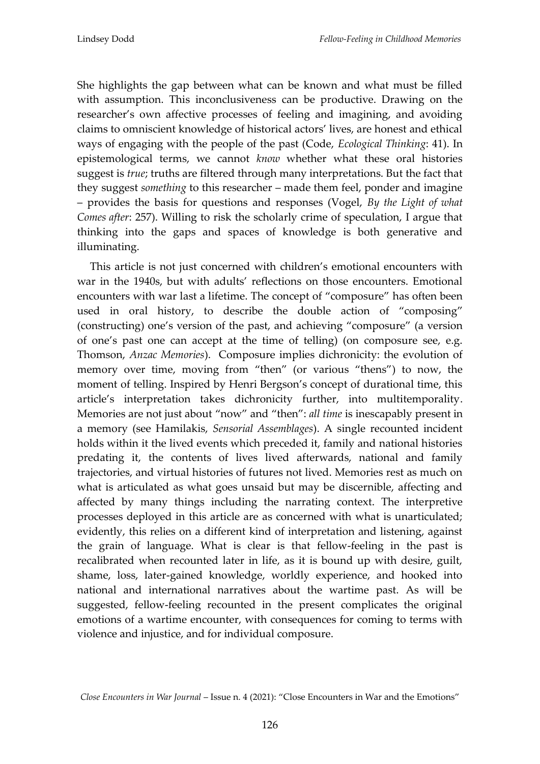She highlights the gap between what can be known and what must be filled with assumption. This inconclusiveness can be productive. Drawing on the researcher's own affective processes of feeling and imagining, and avoiding claims to omniscient knowledge of historical actors' lives, are honest and ethical ways of engaging with the people of the past (Code, *Ecological Thinking*: 41). In epistemological terms, we cannot *know* whether what these oral histories suggest is *true*; truths are filtered through many interpretations. But the fact that they suggest *something* to this researcher – made them feel, ponder and imagine – provides the basis for questions and responses (Vogel, *By the Light of what Comes after*: 257). Willing to risk the scholarly crime of speculation, I argue that thinking into the gaps and spaces of knowledge is both generative and illuminating.

This article is not just concerned with children's emotional encounters with war in the 1940s, but with adults' reflections on those encounters. Emotional encounters with war last a lifetime. The concept of "composure" has often been used in oral history, to describe the double action of "composing" (constructing) one's version of the past, and achieving "composure" (a version of one's past one can accept at the time of telling) (on composure see, e.g. Thomson, *Anzac Memories*). Composure implies dichronicity: the evolution of memory over time, moving from "then" (or various "thens") to now, the moment of telling. Inspired by Henri Bergson's concept of durational time, this article's interpretation takes dichronicity further, into multitemporality. Memories are not just about "now" and "then": *all time* is inescapably present in a memory (see Hamilakis, *Sensorial Assemblages*). A single recounted incident holds within it the lived events which preceded it, family and national histories predating it, the contents of lives lived afterwards, national and family trajectories, and virtual histories of futures not lived. Memories rest as much on what is articulated as what goes unsaid but may be discernible, affecting and affected by many things including the narrating context. The interpretive processes deployed in this article are as concerned with what is unarticulated; evidently, this relies on a different kind of interpretation and listening, against the grain of language. What is clear is that fellow-feeling in the past is recalibrated when recounted later in life, as it is bound up with desire, guilt, shame, loss, later-gained knowledge, worldly experience, and hooked into national and international narratives about the wartime past. As will be suggested, fellow-feeling recounted in the present complicates the original emotions of a wartime encounter, with consequences for coming to terms with violence and injustice, and for individual composure.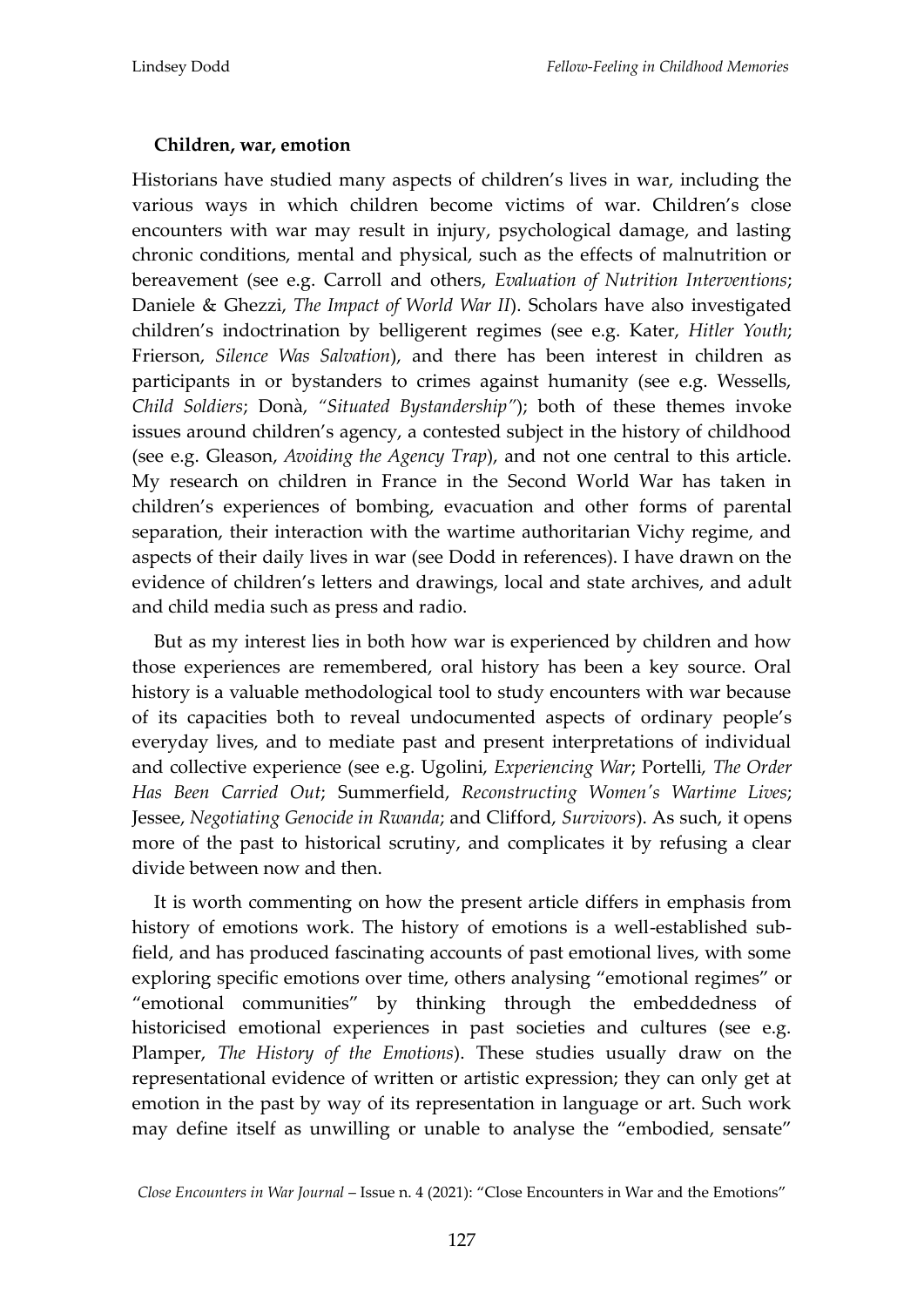**Children, war, emotion**

Historians have studied many aspects of children's lives in war, including the various ways in which children become victims of war. Children's close encounters with war may result in injury, psychological damage, and lasting chronic conditions, mental and physical, such as the effects of malnutrition or bereavement (see e.g. Carroll and others, *Evaluation of Nutrition Interventions*; Daniele & Ghezzi, *The Impact of World War II*). Scholars have also investigated children's indoctrination by belligerent regimes (see e.g. Kater, *Hitler Youth*; Frierson, *Silence Was Salvation*), and there has been interest in children as participants in or bystanders to crimes against humanity (see e.g. Wessells, *Child Soldiers*; Donà, *"Situated Bystandership"*); both of these themes invoke issues around children's agency, a contested subject in the history of childhood (see e.g. Gleason, *Avoiding the Agency Trap*), and not one central to this article. My research on children in France in the Second World War has taken in children's experiences of bombing, evacuation and other forms of parental separation, their interaction with the wartime authoritarian Vichy regime, and aspects of their daily lives in war (see Dodd in references). I have drawn on the evidence of children's letters and drawings, local and state archives, and adult and child media such as press and radio.

But as my interest lies in both how war is experienced by children and how those experiences are remembered, oral history has been a key source. Oral history is a valuable methodological tool to study encounters with war because of its capacities both to reveal undocumented aspects of ordinary people's everyday lives, and to mediate past and present interpretations of individual and collective experience (see e.g. Ugolini, *Experiencing War*; Portelli, *The Order Has Been Carried Out*; Summerfield, *Reconstructing Women's Wartime Lives*; Jessee, *Negotiating Genocide in Rwanda*; and Clifford, *Survivors*). As such, it opens more of the past to historical scrutiny, and complicates it by refusing a clear divide between now and then.

It is worth commenting on how the present article differs in emphasis from history of emotions work. The history of emotions is a well-established sub-field, and has produced fascinating accounts of past emotional lives, with some exploring specific emotions over time, others analysing "emotional regimes" or "emotional communities" by thinking through the embeddedness of historicised emotional experiences in past societies and cultures (see e.g. Plamper, *The History of the Emotions*). These studies usually draw on the representational evidence of written or artistic expression; they can only get at emotion in the past by way of its representation in language or art. Such work may define itself as unwilling or unable to analyse the "embodied, sensate"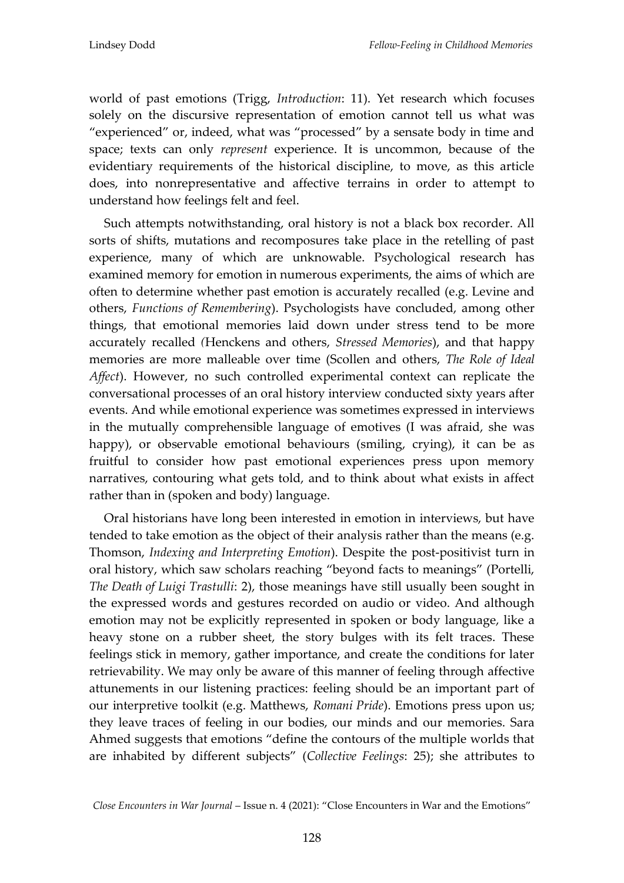world of past emotions (Trigg, *Introduction*: 11). Yet research which focuses solely on the discursive representation of emotion cannot tell us what was "experienced" or, indeed, what was "processed" by a sensate body in time and space; texts can only *represent* experience. It is uncommon, because of the evidentiary requirements of the historical discipline, to move, as this article does, into nonrepresentative and affective terrains in order to attempt to understand how feelings felt and feel.

Such attempts notwithstanding, oral history is not a black box recorder. All sorts of shifts, mutations and recomposures take place in the retelling of past experience, many of which are unknowable. Psychological research has examined memory for emotion in numerous experiments, the aims of which are often to determine whether past emotion is accurately recalled (e.g. Levine and others, *Functions of Remembering*). Psychologists have concluded, among other things, that emotional memories laid down under stress tend to be more accurately recalled (Henckens and others, *Stressed Memories*), and that happy memories are more malleable over time (Scollen and others, *The Role of Ideal Affect*). However, no such controlled experimental context can replicate the conversational processes of an oral history interview conducted sixty years after events. And while emotional experience was sometimes expressed in interviews in the mutually comprehensible language of emotives (I was afraid, she was happy), or observable emotional behaviours (smiling, crying), it can be as fruitful to consider how past emotional experiences press upon memory narratives, contouring what gets told, and to think about what exists in affect rather than in (spoken and body) language.

Oral historians have long been interested in emotion in interviews, but have tended to take emotion as the object of their analysis rather than the means (e.g. Thomson, *Indexing and Interpreting Emotion*). Despite the post-positivist turn in oral history, which saw scholars reaching "beyond facts to meanings" (Portelli, *The Death of Luigi Trastulli*: 2), those meanings have still usually been sought in the expressed words and gestures recorded on audio or video. And although emotion may not be explicitly represented in spoken or body language, like a heavy stone on a rubber sheet, the story bulges with its felt traces. These feelings stick in memory, gather importance, and create the conditions for later retrievability. We may only be aware of this manner of feeling through affective attunements in our listening practices: feeling should be an important part of our interpretive toolkit (e.g. Matthews, *Romani Pride*). Emotions press upon us; they leave traces of feeling in our bodies, our minds and our memories. Sara Ahmed suggests that emotions "define the contours of the multiple worlds that are inhabited by different subjects" (*Collective Feelings*: 25); she attributes to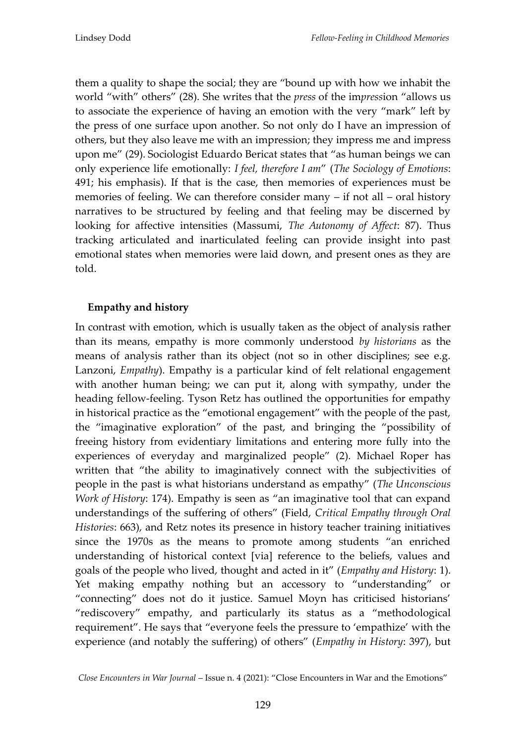them a quality to shape the social; they are "bound up with how we inhabit the world "with" others" (28). She writes that the *press* of the im*press*ion "allows us to associate the experience of having an emotion with the very "mark" left by the press of one surface upon another. So not only do I have an impression of others, but they also leave me with an impression; they impress me and impress upon me" (29). Sociologist Eduardo Bericat states that "as human beings we can only experience life emotionally: *I feel, therefore I am*" (*The Sociology of Emotions*: 491; his emphasis). If that is the case, then memories of experiences must be memories of feeling. We can therefore consider many – if not all – oral history narratives to be structured by feeling and that feeling may be discerned by looking for affective intensities (Massumi, *The Autonomy of Affect*: 87). Thus tracking articulated and inarticulated feeling can provide insight into past emotional states when memories were laid down, and present ones as they are told.

## Empathy and history

In contrast with emotion, which is usually taken as the object of analysis rather than its means, empathy is more commonly understood *by historians* as the means of analysis rather than its object (not so in other disciplines; see e.g. Lanzoni, *Empathy*). Empathy is a particular kind of felt relational engagement with another human being; we can put it, along with sympathy, under the heading fellow-feeling. Tyson Retz has outlined the opportunities for empathy in historical practice as the "emotional engagement" with the people of the past, the "imaginative exploration" of the past, and bringing the "possibility of freeing history from evidentiary limitations and entering more fully into the experiences of everyday and marginalized people" (2). Michael Roper has written that "the ability to imaginatively connect with the subjectivities of people in the past is what historians understand as empathy" (*The Unconscious Work of History*: 174). Empathy is seen as "an imaginative tool that can expand understandings of the suffering of others" (Field, *Critical Empathy through Oral Histories*: 663), and Retz notes its presence in history teacher training initiatives since the 1970s as the means to promote among students "an enriched understanding of historical context [via] reference to the beliefs, values and goals of the people who lived, thought and acted in it" (*Empathy and History*: 1). Yet making empathy nothing but an accessory to "understanding" or "connecting" does not do it justice. Samuel Moyn has criticised historians' "rediscovery" empathy, and particularly its status as a "methodological requirement". He says that "everyone feels the pressure to 'empathize' with the experience (and notably the suffering) of others" (*Empathy in History*: 397), but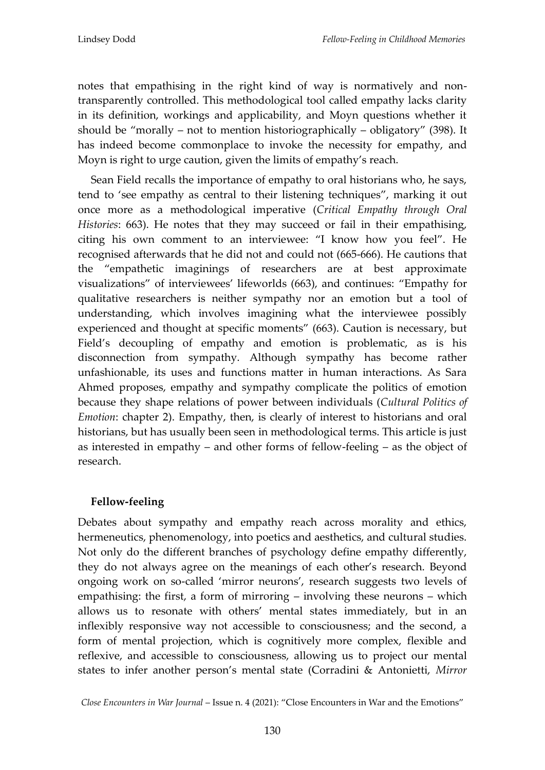notes that empathising in the right kind of way is normatively and non-transparently controlled. This methodological tool called empathy lacks clarity in its definition, workings and applicability, and Moyn questions whether it should be "morally – not to mention historiographically – obligatory" (398). It has indeed become commonplace to invoke the necessity for empathy, and Moyn is right to urge caution, given the limits of empathy's reach.

Sean Field recalls the importance of empathy to oral historians who, he says, tend to 'see empathy as central to their listening techniques", marking it out once more as a methodological imperative (*Critical Empathy through Oral Histories*: 663). He notes that they may succeed or fail in their empathising, citing his own comment to an interviewee: "I know how you feel". He recognised afterwards that he did not and could not (665-666). He cautions that the "empathetic imaginings of researchers are at best approximate visualizations" of interviewees' lifeworlds (663), and continues: "Empathy for qualitative researchers is neither sympathy nor an emotion but a tool of understanding, which involves imagining what the interviewee possibly experienced and thought at specific moments" (663). Caution is necessary, but Field's decoupling of empathy and emotion is problematic, as is his disconnection from sympathy. Although sympathy has become rather unfashionable, its uses and functions matter in human interactions. As Sara Ahmed proposes, empathy and sympathy complicate the politics of emotion because they shape relations of power between individuals (*Cultural Politics of Emotion*: chapter 2). Empathy, then, is clearly of interest to historians and oral historians, but has usually been seen in methodological terms. This article is just as interested in empathy – and other forms of fellow-feeling – as the object of research.

## Fellow-feeling

Debates about sympathy and empathy reach across morality and ethics, hermeneutics, phenomenology, into poetics and aesthetics, and cultural studies. Not only do the different branches of psychology define empathy differently, they do not always agree on the meanings of each other's research. Beyond ongoing work on so-called 'mirror neurons', research suggests two levels of empathising: the first, a form of mirroring – involving these neurons – which allows us to resonate with others' mental states immediately, but in an inflexibly responsive way not accessible to consciousness; and the second, a form of mental projection, which is cognitively more complex, flexible and reflexive, and accessible to consciousness, allowing us to project our mental states to infer another person's mental state (Corradini & Antonietti, *Mirror*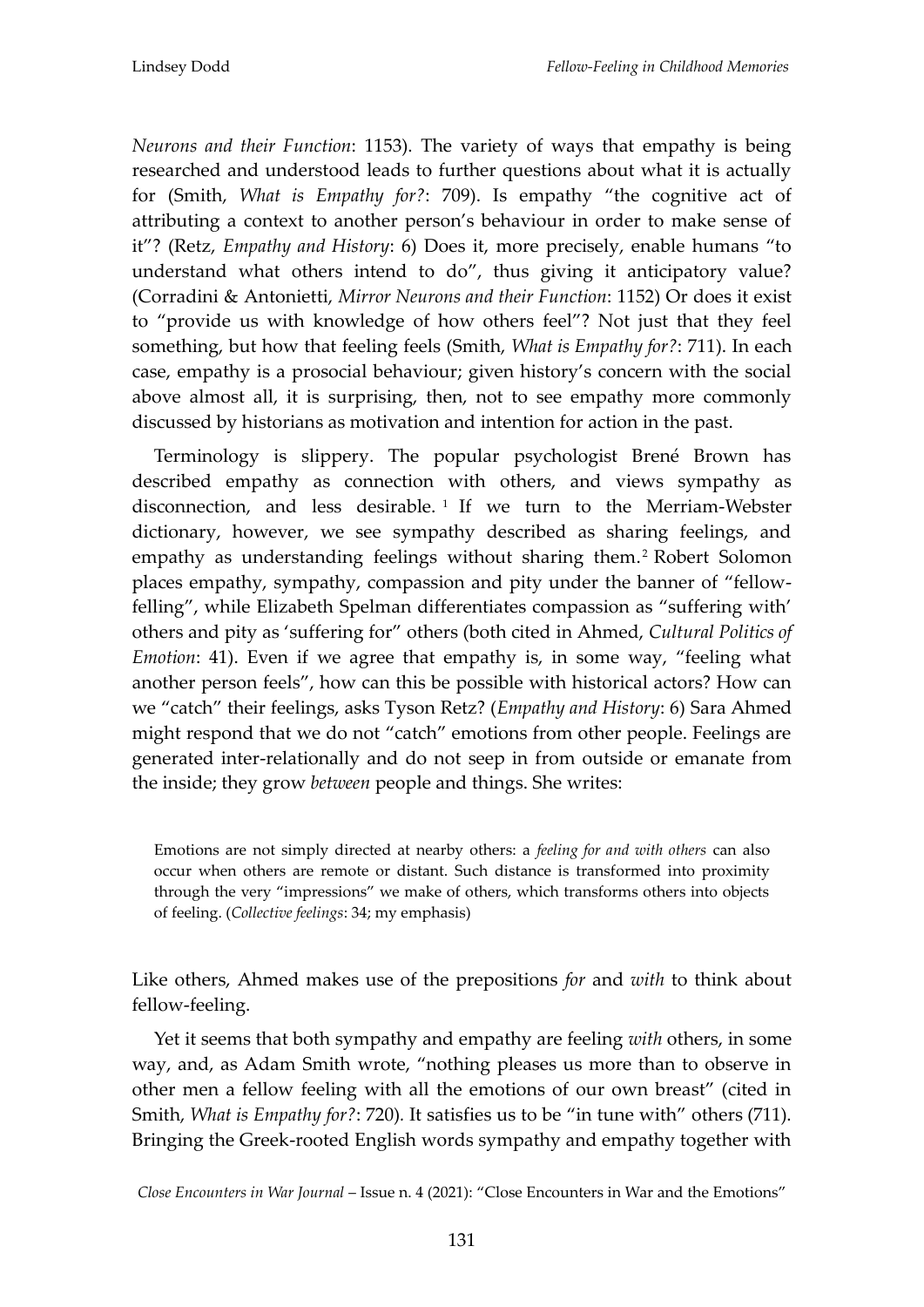*Neurons and their Function*: 1153). The variety of ways that empathy is being researched and understood leads to further questions about what it is actually for (Smith, *What is Empathy for?*: 709). Is empathy "the cognitive act of attributing a context to another person's behaviour in order to make sense of it"? (Retz, *Empathy and History*: 6) Does it, more precisely, enable humans "to understand what others intend to do", thus giving it anticipatory value? (Corradini & Antonietti, *Mirror Neurons and their Function*: 1152) Or does it exist to "provide us with knowledge of how others feel"? Not just that they feel something, but how that feeling feels (Smith, *What is Empathy for?*: 711). In each case, empathy is a prosocial behaviour; given history's concern with the social above almost all, it is surprising, then, not to see empathy more commonly discussed by historians as motivation and intention for action in the past.

Terminology is slippery. The popular psychologist Brené Brown has described empathy as connection with others, and views sympathy as disconnection, and less desirable. [1] If we turn to the Merriam-Webster dictionary, however, we see sympathy described as sharing feelings, and empathy as understanding feelings without sharing them.[2] Robert Solomon places empathy, sympathy, compassion and pity under the banner of "fellow-felling", while Elizabeth Spelman differentiates compassion as "suffering with' others and pity as 'suffering for" others (both cited in Ahmed, *Cultural Politics of Emotion*: 41). Even if we agree that empathy is, in some way, "feeling what another person feels", how can this be possible with historical actors? How can we "catch" their feelings, asks Tyson Retz? (*Empathy and History*: 6) Sara Ahmed might respond that we do not "catch" emotions from other people. Feelings are generated inter-relationally and do not seep in from outside or emanate from the inside; they grow *between* people and things. She writes:

> Emotions are not simply directed at nearby others: a *feeling for and with others* can also occur when others are remote or distant. Such distance is transformed into proximity through the very "impressions" we make of others, which transforms others into objects of feeling. (*Collective feelings*: 34; my emphasis)

Like others, Ahmed makes use of the prepositions *for* and *with* to think about fellow-feeling.

Yet it seems that both sympathy and empathy are feeling *with* others, in some way, and, as Adam Smith wrote, "nothing pleases us more than to observe in other men a fellow feeling with all the emotions of our own breast" (cited in Smith, *What is Empathy for?*: 720). It satisfies us to be "in tune with" others (711). Bringing the Greek-rooted English words sympathy and empathy together with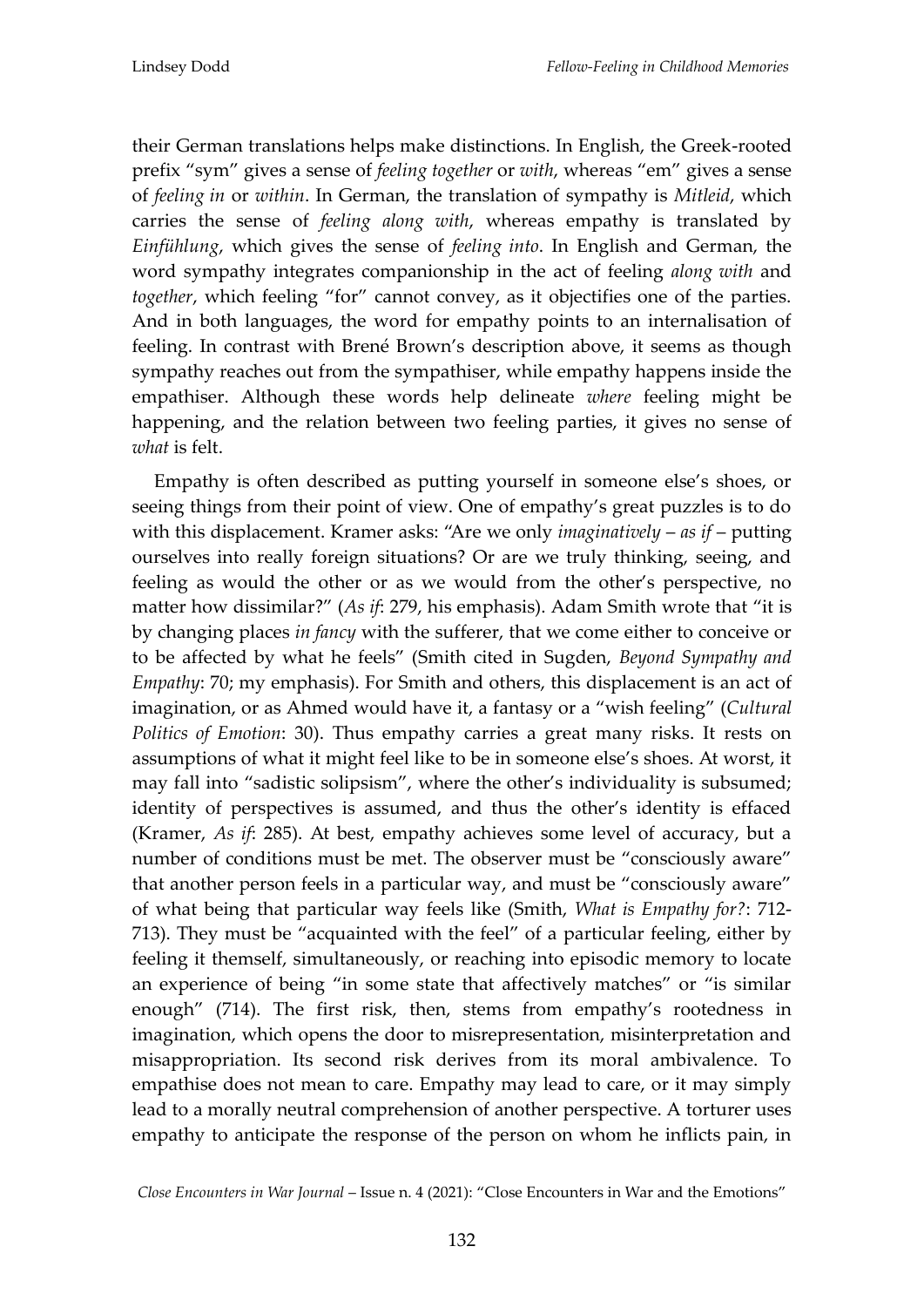their German translations helps make distinctions. In English, the Greek-rooted prefix "sym" gives a sense of *feeling together* or *with*, whereas "em" gives a sense of *feeling in* or *within*. In German, the translation of sympathy is *Mitleid*, which carries the sense of *feeling along with*, whereas empathy is translated by *Einfühlung*, which gives the sense of *feeling into*. In English and German, the word sympathy integrates companionship in the act of feeling *along with* and *together*, which feeling "for" cannot convey, as it objectifies one of the parties. And in both languages, the word for empathy points to an internalisation of feeling. In contrast with Brené Brown's description above, it seems as though sympathy reaches out from the sympathiser, while empathy happens inside the empathiser. Although these words help delineate *where* feeling might be happening, and the relation between two feeling parties, it gives no sense of *what* is felt.

Empathy is often described as putting yourself in someone else's shoes, or seeing things from their point of view. One of empathy's great puzzles is to do with this displacement. Kramer asks: "Are we only *imaginatively* – *as if* – putting ourselves into really foreign situations? Or are we truly thinking, seeing, and feeling as would the other or as we would from the other's perspective, no matter how dissimilar?" (*As if*: 279, his emphasis). Adam Smith wrote that "it is by changing places *in fancy* with the sufferer, that we come either to conceive or to be affected by what he feels" (Smith cited in Sugden, *Beyond Sympathy and Empathy*: 70; my emphasis). For Smith and others, this displacement is an act of imagination, or as Ahmed would have it, a fantasy or a "wish feeling" (*Cultural Politics of Emotion*: 30). Thus empathy carries a great many risks. It rests on assumptions of what it might feel like to be in someone else's shoes. At worst, it may fall into "sadistic solipsism", where the other's individuality is subsumed; identity of perspectives is assumed, and thus the other's identity is effaced (Kramer, *As if*: 285). At best, empathy achieves some level of accuracy, but a number of conditions must be met. The observer must be "consciously aware" that another person feels in a particular way, and must be "consciously aware" of what being that particular way feels like (Smith, *What is Empathy for?*: 712-713). They must be "acquainted with the feel" of a particular feeling, either by feeling it themself, simultaneously, or reaching into episodic memory to locate an experience of being "in some state that affectively matches" or "is similar enough" (714). The first risk, then, stems from empathy's rootedness in imagination, which opens the door to misrepresentation, misinterpretation and misappropriation. Its second risk derives from its moral ambivalence. To empathise does not mean to care. Empathy may lead to care, or it may simply lead to a morally neutral comprehension of another perspective. A torturer uses empathy to anticipate the response of the person on whom he inflicts pain, in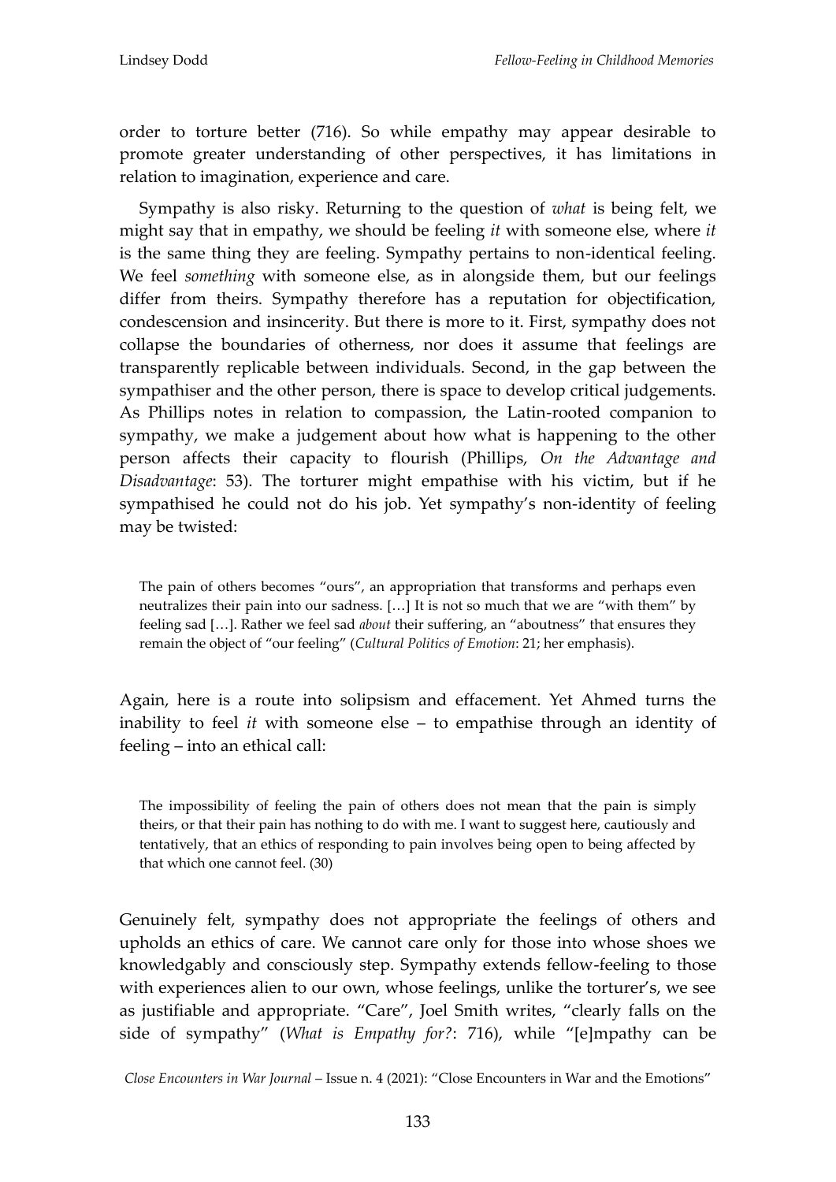order to torture better (716). So while empathy may appear desirable to promote greater understanding of other perspectives, it has limitations in relation to imagination, experience and care.

Sympathy is also risky. Returning to the question of *what* is being felt, we might say that in empathy, we should be feeling *it* with someone else, where *it* is the same thing they are feeling. Sympathy pertains to non-identical feeling. We feel *something* with someone else, as in alongside them, but our feelings differ from theirs. Sympathy therefore has a reputation for objectification, condescension and insincerity. But there is more to it. First, sympathy does not collapse the boundaries of otherness, nor does it assume that feelings are transparently replicable between individuals. Second, in the gap between the sympathiser and the other person, there is space to develop critical judgements. As Phillips notes in relation to compassion, the Latin-rooted companion to sympathy, we make a judgement about how what is happening to the other person affects their capacity to flourish (Phillips, *On the Advantage and Disadvantage*: 53). The torturer might empathise with his victim, but if he sympathised he could not do his job. Yet sympathy's non-identity of feeling may be twisted:

> The pain of others becomes "ours", an appropriation that transforms and perhaps even neutralizes their pain into our sadness. […] It is not so much that we are "with them" by feeling sad […]. Rather we feel sad *about* their suffering, an "aboutness" that ensures they remain the object of "our feeling" (*Cultural Politics of Emotion*: 21; her emphasis).

Again, here is a route into solipsism and effacement. Yet Ahmed turns the inability to feel *it* with someone else – to empathise through an identity of feeling – into an ethical call:

> The impossibility of feeling the pain of others does not mean that the pain is simply theirs, or that their pain has nothing to do with me. I want to suggest here, cautiously and tentatively, that an ethics of responding to pain involves being open to being affected by that which one cannot feel. (30)

Genuinely felt, sympathy does not appropriate the feelings of others and upholds an ethics of care. We cannot care only for those into whose shoes we knowledgably and consciously step. Sympathy extends fellow-feeling to those with experiences alien to our own, whose feelings, unlike the torturer's, we see as justifiable and appropriate. "Care", Joel Smith writes, "clearly falls on the side of sympathy" (*What is Empathy for?*: 716), while "[e]mpathy can be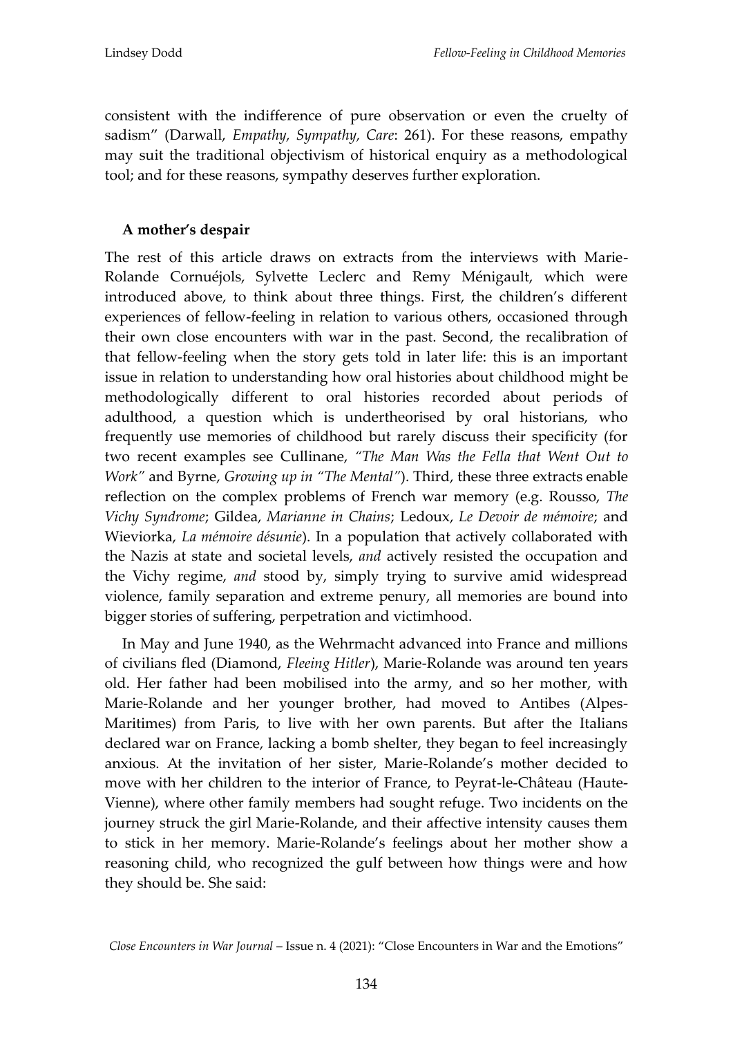consistent with the indifference of pure observation or even the cruelty of sadism" (Darwall, *Empathy, Sympathy, Care*: 261). For these reasons, empathy may suit the traditional objectivism of historical enquiry as a methodological tool; and for these reasons, sympathy deserves further exploration.

### A mother's despair

The rest of this article draws on extracts from the interviews with Marie-Rolande Cornuéjols, Sylvette Leclerc and Remy Ménigault, which were introduced above, to think about three things. First, the children's different experiences of fellow-feeling in relation to various others, occasioned through their own close encounters with war in the past. Second, the recalibration of that fellow-feeling when the story gets told in later life: this is an important issue in relation to understanding how oral histories about childhood might be methodologically different to oral histories recorded about periods of adulthood, a question which is undertheorised by oral historians, who frequently use memories of childhood but rarely discuss their specificity (for two recent examples see Cullinane, *"The Man Was the Fella that Went Out to Work"* and Byrne, *Growing up in "The Mental"*). Third, these three extracts enable reflection on the complex problems of French war memory (e.g. Rousso, *The Vichy Syndrome*; Gildea, *Marianne in Chains*; Ledoux, *Le Devoir de mémoire*; and Wieviorka, *La mémoire désunie*). In a population that actively collaborated with the Nazis at state and societal levels, *and* actively resisted the occupation and the Vichy regime, *and* stood by, simply trying to survive amid widespread violence, family separation and extreme penury, all memories are bound into bigger stories of suffering, perpetration and victimhood.

In May and June 1940, as the Wehrmacht advanced into France and millions of civilians fled (Diamond, *Fleeing Hitler*), Marie-Rolande was around ten years old. Her father had been mobilised into the army, and so her mother, with Marie-Rolande and her younger brother, had moved to Antibes (Alpes-Maritimes) from Paris, to live with her own parents. But after the Italians declared war on France, lacking a bomb shelter, they began to feel increasingly anxious. At the invitation of her sister, Marie-Rolande's mother decided to move with her children to the interior of France, to Peyrat-le-Château (Haute-Vienne), where other family members had sought refuge. Two incidents on the journey struck the girl Marie-Rolande, and their affective intensity causes them to stick in her memory. Marie-Rolande's feelings about her mother show a reasoning child, who recognized the gulf between how things were and how they should be. She said: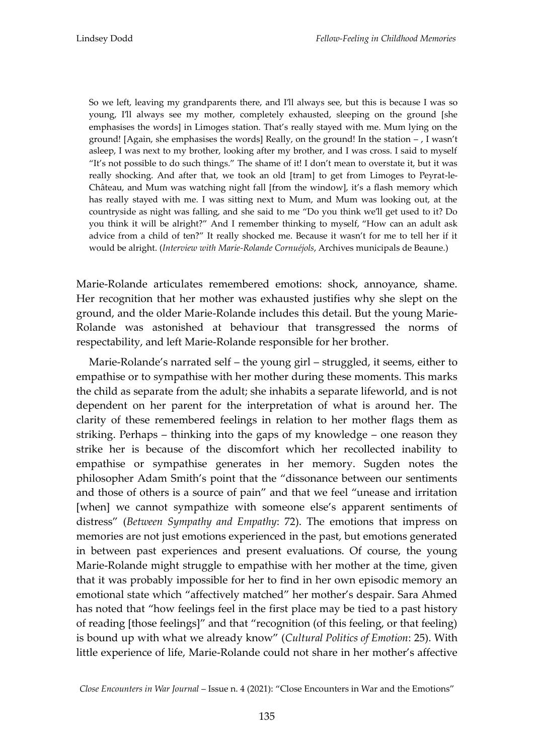> So we left, leaving my grandparents there, and I'll always see, but this is because I was so young, I'll always see my mother, completely exhausted, sleeping on the ground [she emphasises the words] in Limoges station. That's really stayed with me. Mum lying on the ground! [Again, she emphasises the words] Really, on the ground! In the station – , I wasn't asleep, I was next to my brother, looking after my brother, and I was cross. I said to myself "It's not possible to do such things." The shame of it! I don't mean to overstate it, but it was really shocking. And after that, we took an old [tram] to get from Limoges to Peyrat-le-Château, and Mum was watching night fall [from the window], it's a flash memory which has really stayed with me. I was sitting next to Mum, and Mum was looking out, at the countryside as night was falling, and she said to me "Do you think we'll get used to it? Do you think it will be alright?" And I remember thinking to myself, "How can an adult ask advice from a child of ten?" It really shocked me. Because it wasn't for me to tell her if it would be alright. (*Interview with Marie-Rolande Cornuéjols*, Archives municipals de Beaune.)

Marie-Rolande articulates remembered emotions: shock, annoyance, shame. Her recognition that her mother was exhausted justifies why she slept on the ground, and the older Marie-Rolande includes this detail. But the young Marie-Rolande was astonished at behaviour that transgressed the norms of respectability, and left Marie-Rolande responsible for her brother.

Marie-Rolande's narrated self – the young girl – struggled, it seems, either to empathise or to sympathise with her mother during these moments. This marks the child as separate from the adult; she inhabits a separate lifeworld, and is not dependent on her parent for the interpretation of what is around her. The clarity of these remembered feelings in relation to her mother flags them as striking. Perhaps – thinking into the gaps of my knowledge – one reason they strike her is because of the discomfort which her recollected inability to empathise or sympathise generates in her memory. Sugden notes the philosopher Adam Smith's point that the "dissonance between our sentiments and those of others is a source of pain" and that we feel "unease and irritation [when] we cannot sympathize with someone else's apparent sentiments of distress" (*Between Sympathy and Empathy*: 72). The emotions that impress on memories are not just emotions experienced in the past, but emotions generated in between past experiences and present evaluations. Of course, the young Marie-Rolande might struggle to empathise with her mother at the time, given that it was probably impossible for her to find in her own episodic memory an emotional state which "affectively matched" her mother's despair. Sara Ahmed has noted that "how feelings feel in the first place may be tied to a past history of reading [those feelings]" and that "recognition (of this feeling, or that feeling) is bound up with what we already know" (*Cultural Politics of Emotion*: 25). With little experience of life, Marie-Rolande could not share in her mother's affective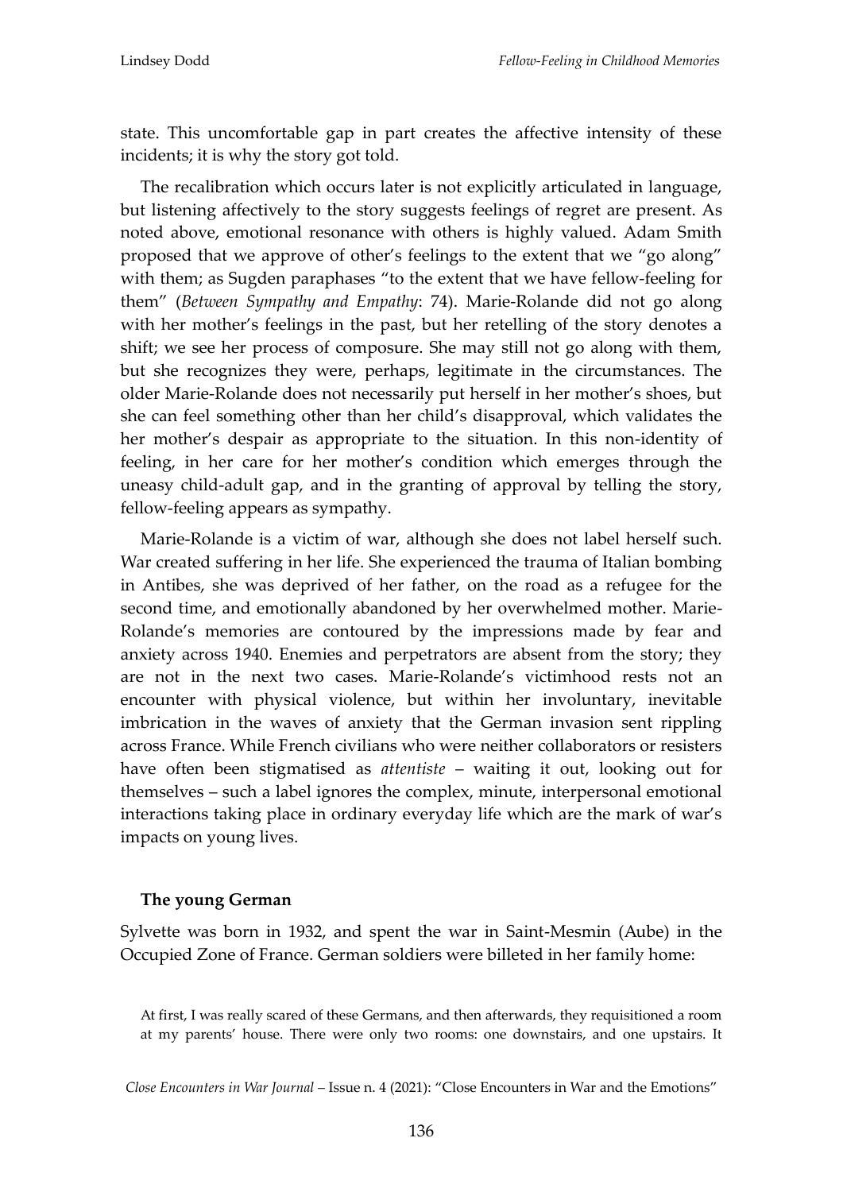state. This uncomfortable gap in part creates the affective intensity of these incidents; it is why the story got told.

The recalibration which occurs later is not explicitly articulated in language, but listening affectively to the story suggests feelings of regret are present. As noted above, emotional resonance with others is highly valued. Adam Smith proposed that we approve of other's feelings to the extent that we "go along" with them; as Sugden paraphases "to the extent that we have fellow-feeling for them" (*Between Sympathy and Empathy*: 74). Marie-Rolande did not go along with her mother's feelings in the past, but her retelling of the story denotes a shift; we see her process of composure. She may still not go along with them, but she recognizes they were, perhaps, legitimate in the circumstances. The older Marie-Rolande does not necessarily put herself in her mother's shoes, but she can feel something other than her child's disapproval, which validates the her mother's despair as appropriate to the situation. In this non-identity of feeling, in her care for her mother's condition which emerges through the uneasy child-adult gap, and in the granting of approval by telling the story, fellow-feeling appears as sympathy.

Marie-Rolande is a victim of war, although she does not label herself such. War created suffering in her life. She experienced the trauma of Italian bombing in Antibes, she was deprived of her father, on the road as a refugee for the second time, and emotionally abandoned by her overwhelmed mother. Marie-Rolande's memories are contoured by the impressions made by fear and anxiety across 1940. Enemies and perpetrators are absent from the story; they are not in the next two cases. Marie-Rolande's victimhood rests not an encounter with physical violence, but within her involuntary, inevitable imbrication in the waves of anxiety that the German invasion sent rippling across France. While French civilians who were neither collaborators or resisters have often been stigmatised as *attentiste* – waiting it out, looking out for themselves – such a label ignores the complex, minute, interpersonal emotional interactions taking place in ordinary everyday life which are the mark of war's impacts on young lives.

### The young German

Sylvette was born in 1932, and spent the war in Saint-Mesmin (Aube) in the Occupied Zone of France. German soldiers were billeted in her family home:

> At first, I was really scared of these Germans, and then afterwards, they requisitioned a room at my parents' house. There were only two rooms: one downstairs, and one upstairs. It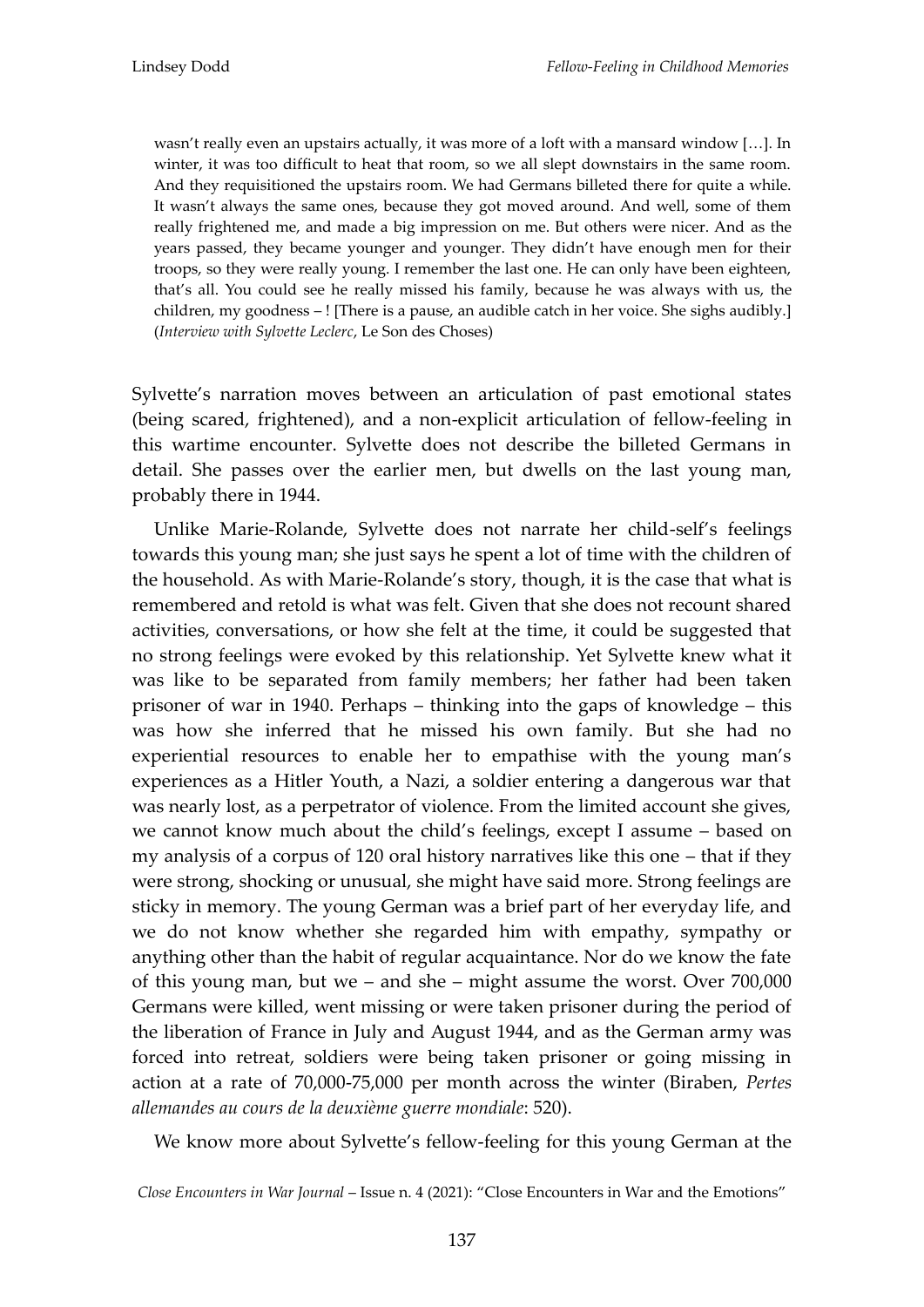> wasn't really even an upstairs actually, it was more of a loft with a mansard window […]. In winter, it was too difficult to heat that room, so we all slept downstairs in the same room. And they requisitioned the upstairs room. We had Germans billeted there for quite a while. It wasn't always the same ones, because they got moved around. And well, some of them really frightened me, and made a big impression on me. But others were nicer. And as the years passed, they became younger and younger. They didn't have enough men for their troops, so they were really young. I remember the last one. He can only have been eighteen, that's all. You could see he really missed his family, because he was always with us, the children, my goodness – ! [There is a pause, an audible catch in her voice. She sighs audibly.] (*Interview with Sylvette Leclerc*, Le Son des Choses)

Sylvette's narration moves between an articulation of past emotional states (being scared, frightened), and a non-explicit articulation of fellow-feeling in this wartime encounter. Sylvette does not describe the billeted Germans in detail. She passes over the earlier men, but dwells on the last young man, probably there in 1944.

Unlike Marie-Rolande, Sylvette does not narrate her child-self's feelings towards this young man; she just says he spent a lot of time with the children of the household. As with Marie-Rolande's story, though, it is the case that what is remembered and retold is what was felt. Given that she does not recount shared activities, conversations, or how she felt at the time, it could be suggested that no strong feelings were evoked by this relationship. Yet Sylvette knew what it was like to be separated from family members; her father had been taken prisoner of war in 1940. Perhaps – thinking into the gaps of knowledge – this was how she inferred that he missed his own family. But she had no experiential resources to enable her to empathise with the young man's experiences as a Hitler Youth, a Nazi, a soldier entering a dangerous war that was nearly lost, as a perpetrator of violence. From the limited account she gives, we cannot know much about the child's feelings, except I assume – based on my analysis of a corpus of 120 oral history narratives like this one – that if they were strong, shocking or unusual, she might have said more. Strong feelings are sticky in memory. The young German was a brief part of her everyday life, and we do not know whether she regarded him with empathy, sympathy or anything other than the habit of regular acquaintance. Nor do we know the fate of this young man, but we – and she – might assume the worst. Over 700,000 Germans were killed, went missing or were taken prisoner during the period of the liberation of France in July and August 1944, and as the German army was forced into retreat, soldiers were being taken prisoner or going missing in action at a rate of 70,000-75,000 per month across the winter (Biraben, *Pertes allemandes au cours de la deuxième guerre mondiale*: 520).

We know more about Sylvette's fellow-feeling for this young German at the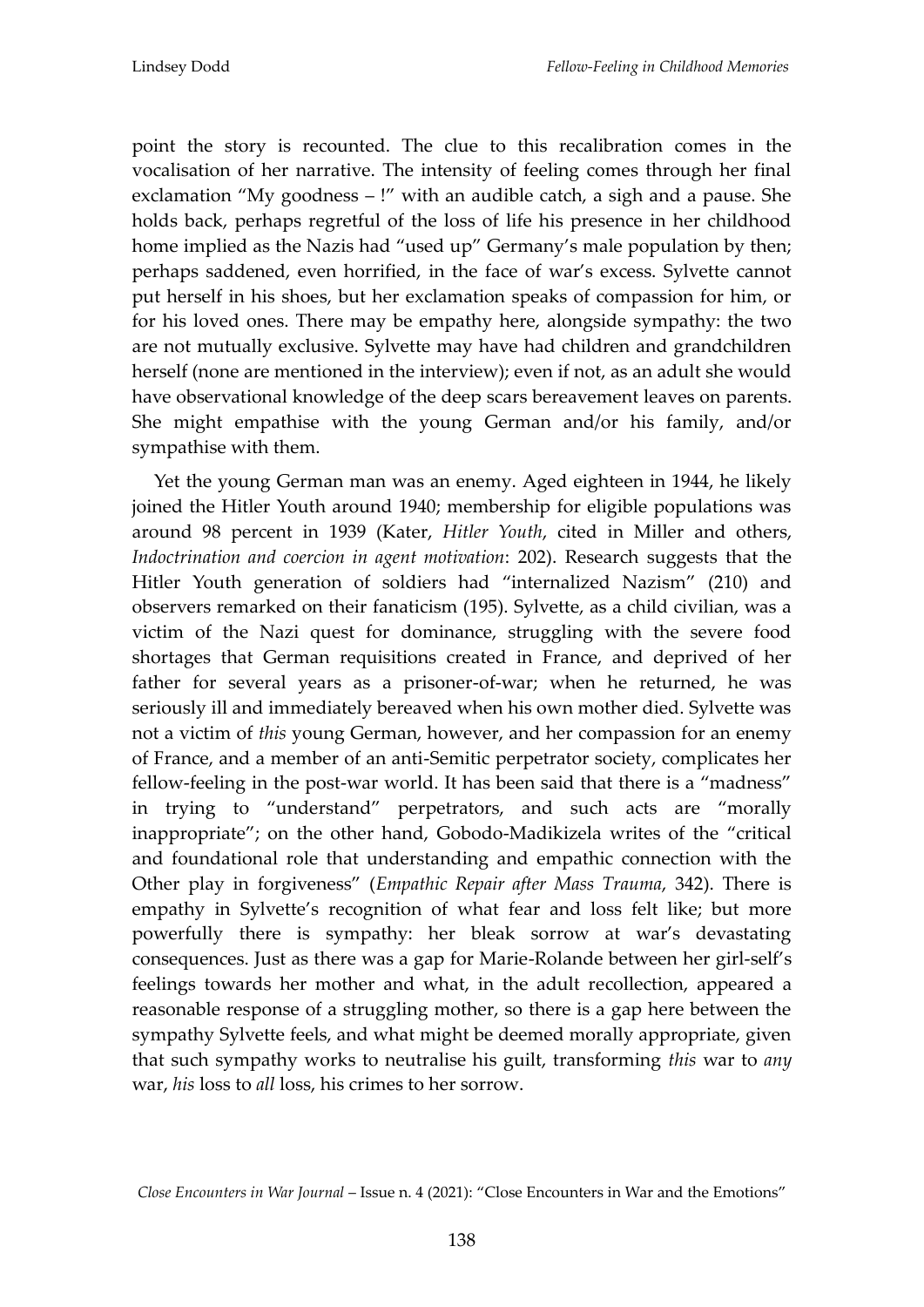point the story is recounted. The clue to this recalibration comes in the vocalisation of her narrative. The intensity of feeling comes through her final exclamation "My goodness – !" with an audible catch, a sigh and a pause. She holds back, perhaps regretful of the loss of life his presence in her childhood home implied as the Nazis had "used up" Germany's male population by then; perhaps saddened, even horrified, in the face of war's excess. Sylvette cannot put herself in his shoes, but her exclamation speaks of compassion for him, or for his loved ones. There may be empathy here, alongside sympathy: the two are not mutually exclusive. Sylvette may have had children and grandchildren herself (none are mentioned in the interview); even if not, as an adult she would have observational knowledge of the deep scars bereavement leaves on parents. She might empathise with the young German and/or his family, and/or sympathise with them.

Yet the young German man was an enemy. Aged eighteen in 1944, he likely joined the Hitler Youth around 1940; membership for eligible populations was around 98 percent in 1939 (Kater, *Hitler Youth*, cited in Miller and others, *Indoctrination and coercion in agent motivation*: 202). Research suggests that the Hitler Youth generation of soldiers had "internalized Nazism" (210) and observers remarked on their fanaticism (195). Sylvette, as a child civilian, was a victim of the Nazi quest for dominance, struggling with the severe food shortages that German requisitions created in France, and deprived of her father for several years as a prisoner-of-war; when he returned, he was seriously ill and immediately bereaved when his own mother died. Sylvette was not a victim of *this* young German, however, and her compassion for an enemy of France, and a member of an anti-Semitic perpetrator society, complicates her fellow-feeling in the post-war world. It has been said that there is a "madness" in trying to "understand" perpetrators, and such acts are "morally inappropriate"; on the other hand, Gobodo-Madikizela writes of the "critical and foundational role that understanding and empathic connection with the Other play in forgiveness" (*Empathic Repair after Mass Trauma*, 342). There is empathy in Sylvette's recognition of what fear and loss felt like; but more powerfully there is sympathy: her bleak sorrow at war's devastating consequences. Just as there was a gap for Marie-Rolande between her girl-self's feelings towards her mother and what, in the adult recollection, appeared a reasonable response of a struggling mother, so there is a gap here between the sympathy Sylvette feels, and what might be deemed morally appropriate, given that such sympathy works to neutralise his guilt, transforming *this* war to *any* war, *his* loss to *all* loss, his crimes to her sorrow.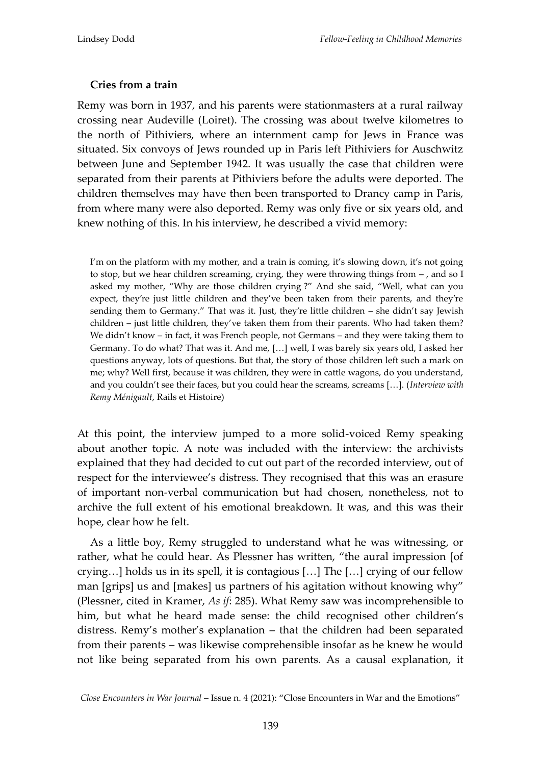**Cries from a train**

Remy was born in 1937, and his parents were stationmasters at a rural railway crossing near Audeville (Loiret). The crossing was about twelve kilometres to the north of Pithiviers, where an internment camp for Jews in France was situated. Six convoys of Jews rounded up in Paris left Pithiviers for Auschwitz between June and September 1942. It was usually the case that children were separated from their parents at Pithiviers before the adults were deported. The children themselves may have then been transported to Drancy camp in Paris, from where many were also deported. Remy was only five or six years old, and knew nothing of this. In his interview, he described a vivid memory:

> I'm on the platform with my mother, and a train is coming, it's slowing down, it's not going to stop, but we hear children screaming, crying, they were throwing things from – , and so I asked my mother, "Why are those children crying ?" And she said, "Well, what can you expect, they're just little children and they've been taken from their parents, and they're sending them to Germany." That was it. Just, they're little children – she didn't say Jewish children – just little children, they've taken them from their parents. Who had taken them? We didn't know – in fact, it was French people, not Germans – and they were taking them to Germany. To do what? That was it. And me, […] well, I was barely six years old, I asked her questions anyway, lots of questions. But that, the story of those children left such a mark on me; why? Well first, because it was children, they were in cattle wagons, do you understand, and you couldn't see their faces, but you could hear the screams, screams […]. (*Interview with Remy Ménigault*, Rails et Histoire)

At this point, the interview jumped to a more solid-voiced Remy speaking about another topic. A note was included with the interview: the archivists explained that they had decided to cut out part of the recorded interview, out of respect for the interviewee's distress. They recognised that this was an erasure of important non-verbal communication but had chosen, nonetheless, not to archive the full extent of his emotional breakdown. It was, and this was their hope, clear how he felt.

As a little boy, Remy struggled to understand what he was witnessing, or rather, what he could hear. As Plessner has written, "the aural impression [of crying…] holds us in its spell, it is contagious […] The […] crying of our fellow man [grips] us and [makes] us partners of his agitation without knowing why" (Plessner, cited in Kramer, *As if*: 285). What Remy saw was incomprehensible to him, but what he heard made sense: the child recognised other children's distress. Remy's mother's explanation – that the children had been separated from their parents – was likewise comprehensible insofar as he knew he would not like being separated from his own parents. As a causal explanation, it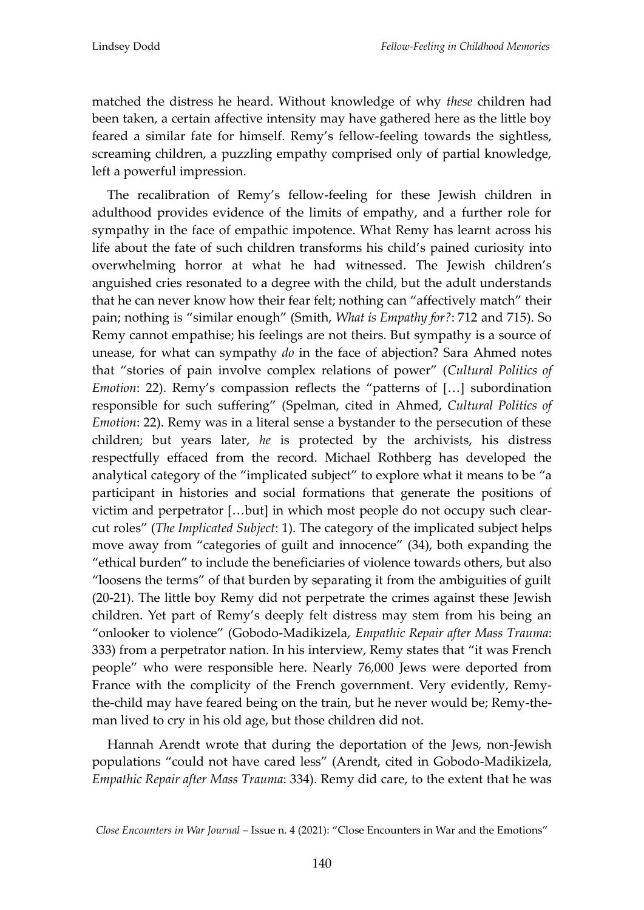matched the distress he heard. Without knowledge of why *these* children had been taken, a certain affective intensity may have gathered here as the little boy feared a similar fate for himself. Remy's fellow-feeling towards the sightless, screaming children, a puzzling empathy comprised only of partial knowledge, left a powerful impression.

The recalibration of Remy's fellow-feeling for these Jewish children in adulthood provides evidence of the limits of empathy, and a further role for sympathy in the face of empathic impotence. What Remy has learnt across his life about the fate of such children transforms his child's pained curiosity into overwhelming horror at what he had witnessed. The Jewish children's anguished cries resonated to a degree with the child, but the adult understands that he can never know how their fear felt; nothing can "affectively match" their pain; nothing is "similar enough" (Smith, *What is Empathy for?*: 712 and 715). So Remy cannot empathise; his feelings are not theirs. But sympathy is a source of unease, for what can sympathy *do* in the face of abjection? Sara Ahmed notes that "stories of pain involve complex relations of power" (*Cultural Politics of Emotion*: 22). Remy's compassion reflects the "patterns of […] subordination responsible for such suffering" (Spelman, cited in Ahmed, *Cultural Politics of Emotion*: 22). Remy was in a literal sense a bystander to the persecution of these children; but years later, *he* is protected by the archivists, his distress respectfully effaced from the record. Michael Rothberg has developed the analytical category of the "implicated subject" to explore what it means to be "a participant in histories and social formations that generate the positions of victim and perpetrator […but] in which most people do not occupy such clear-cut roles" (*The Implicated Subject*: 1). The category of the implicated subject helps move away from "categories of guilt and innocence" (34), both expanding the "ethical burden" to include the beneficiaries of violence towards others, but also "loosens the terms" of that burden by separating it from the ambiguities of guilt (20-21). The little boy Remy did not perpetrate the crimes against these Jewish children. Yet part of Remy's deeply felt distress may stem from his being an "onlooker to violence" (Gobodo-Madikizela, *Empathic Repair after Mass Trauma*: 333) from a perpetrator nation. In his interview, Remy states that "it was French people" who were responsible here. Nearly 76,000 Jews were deported from France with the complicity of the French government. Very evidently, Remy-the-child may have feared being on the train, but he never would be; Remy-the-man lived to cry in his old age, but those children did not.

Hannah Arendt wrote that during the deportation of the Jews, non-Jewish populations "could not have cared less" (Arendt, cited in Gobodo-Madikizela, *Empathic Repair after Mass Trauma*: 334). Remy did care, to the extent that he was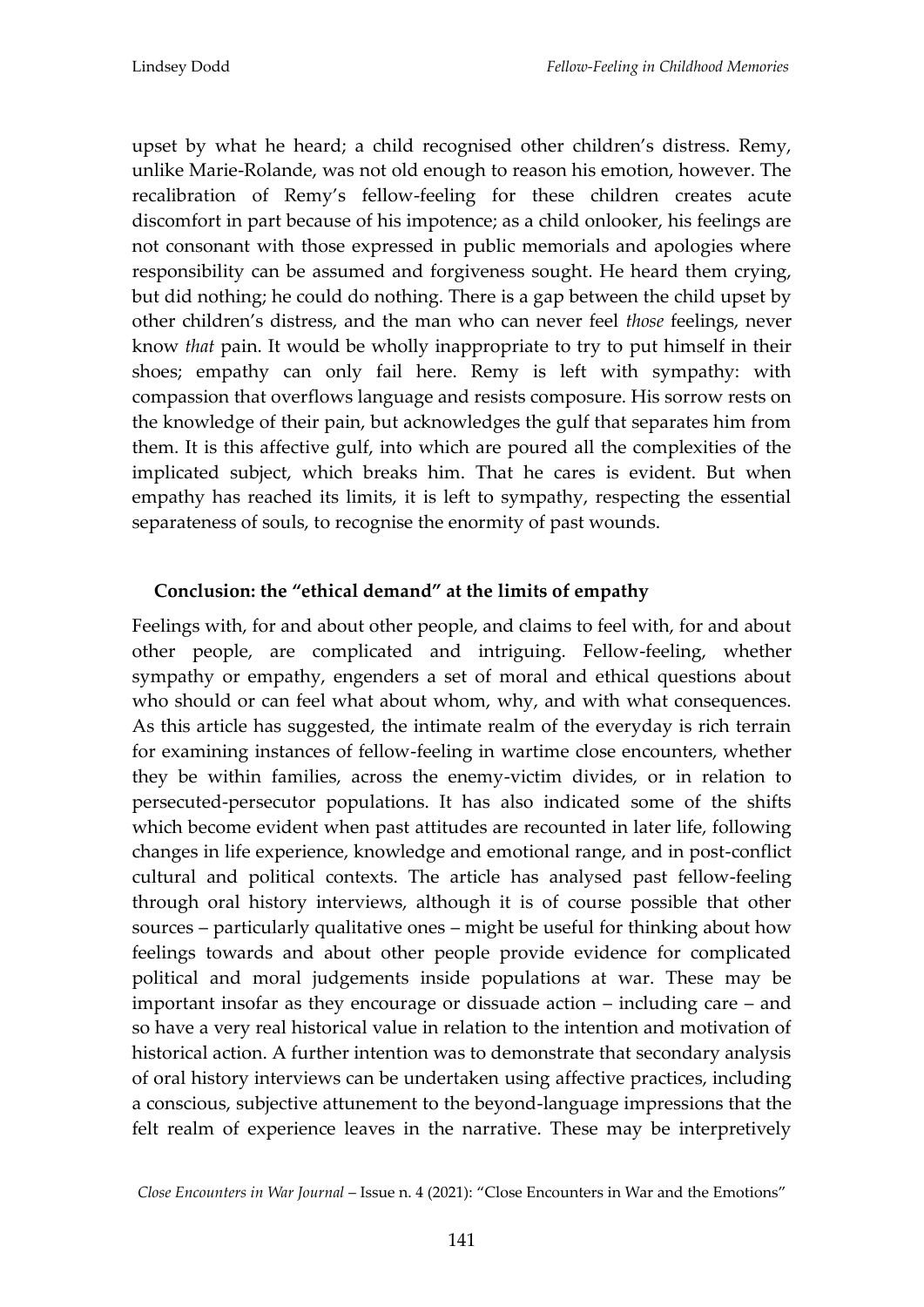upset by what he heard; a child recognised other children's distress. Remy, unlike Marie-Rolande, was not old enough to reason his emotion, however. The recalibration of Remy's fellow-feeling for these children creates acute discomfort in part because of his impotence; as a child onlooker, his feelings are not consonant with those expressed in public memorials and apologies where responsibility can be assumed and forgiveness sought. He heard them crying, but did nothing; he could do nothing. There is a gap between the child upset by other children's distress, and the man who can never feel *those* feelings, never know *that* pain. It would be wholly inappropriate to try to put himself in their shoes; empathy can only fail here. Remy is left with sympathy: with compassion that overflows language and resists composure. His sorrow rests on the knowledge of their pain, but acknowledges the gulf that separates him from them. It is this affective gulf, into which are poured all the complexities of the implicated subject, which breaks him. That he cares is evident. But when empathy has reached its limits, it is left to sympathy, respecting the essential separateness of souls, to recognise the enormity of past wounds.

## Conclusion: the "ethical demand" at the limits of empathy

Feelings with, for and about other people, and claims to feel with, for and about other people, are complicated and intriguing. Fellow-feeling, whether sympathy or empathy, engenders a set of moral and ethical questions about who should or can feel what about whom, why, and with what consequences. As this article has suggested, the intimate realm of the everyday is rich terrain for examining instances of fellow-feeling in wartime close encounters, whether they be within families, across the enemy-victim divides, or in relation to persecuted-persecutor populations. It has also indicated some of the shifts which become evident when past attitudes are recounted in later life, following changes in life experience, knowledge and emotional range, and in post-conflict cultural and political contexts. The article has analysed past fellow-feeling through oral history interviews, although it is of course possible that other sources – particularly qualitative ones – might be useful for thinking about how feelings towards and about other people provide evidence for complicated political and moral judgements inside populations at war. These may be important insofar as they encourage or dissuade action – including care – and so have a very real historical value in relation to the intention and motivation of historical action. A further intention was to demonstrate that secondary analysis of oral history interviews can be undertaken using affective practices, including a conscious, subjective attunement to the beyond-language impressions that the felt realm of experience leaves in the narrative. These may be interpretively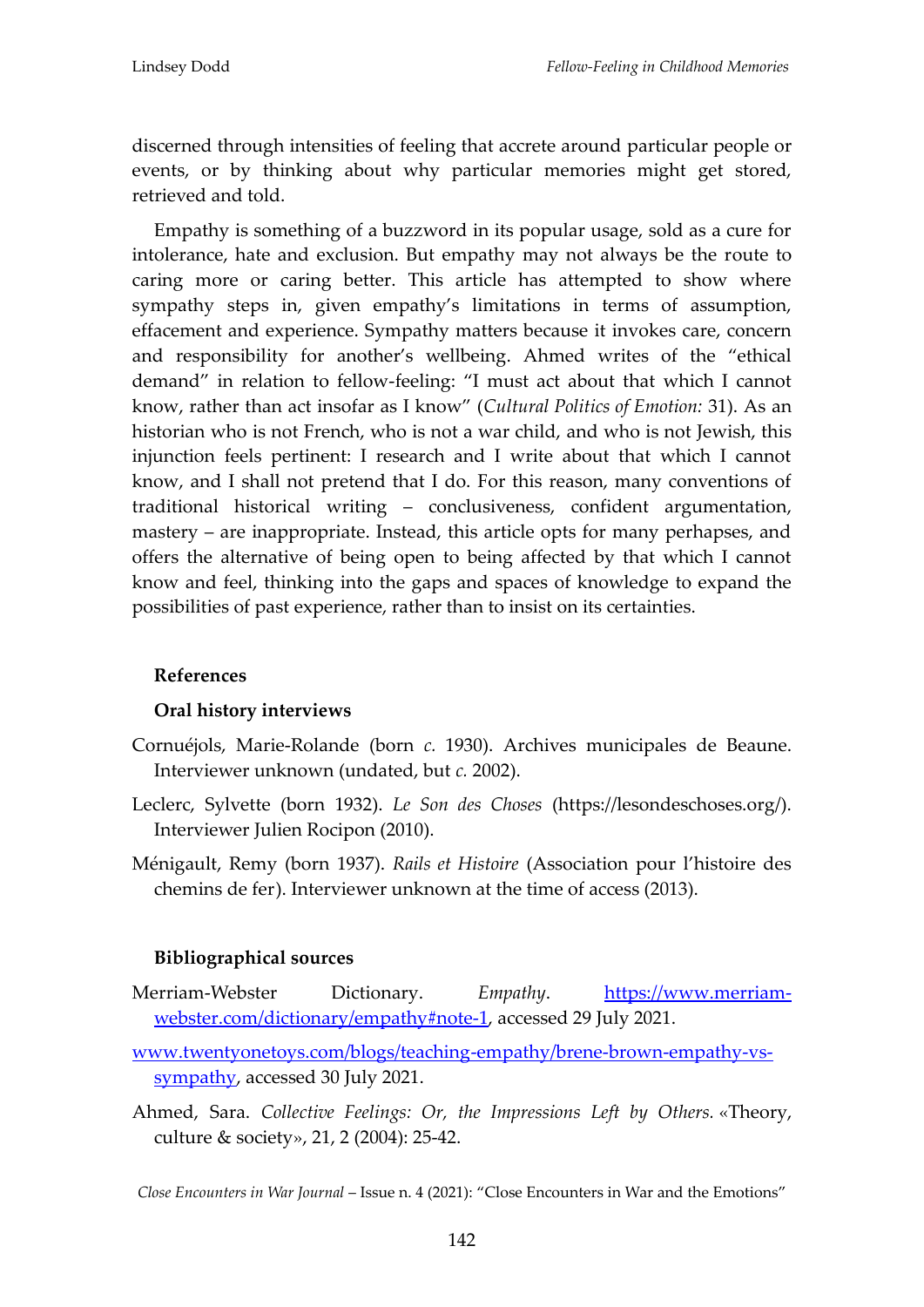discerned through intensities of feeling that accrete around particular people or events, or by thinking about why particular memories might get stored, retrieved and told.

Empathy is something of a buzzword in its popular usage, sold as a cure for intolerance, hate and exclusion. But empathy may not always be the route to caring more or caring better. This article has attempted to show where sympathy steps in, given empathy's limitations in terms of assumption, effacement and experience. Sympathy matters because it invokes care, concern and responsibility for another's wellbeing. Ahmed writes of the "ethical demand" in relation to fellow-feeling: "I must act about that which I cannot know, rather than act insofar as I know" (*Cultural Politics of Emotion:* 31). As an historian who is not French, who is not a war child, and who is not Jewish, this injunction feels pertinent: I research and I write about that which I cannot know, and I shall not pretend that I do. For this reason, many conventions of traditional historical writing – conclusiveness, confident argumentation, mastery – are inappropriate. Instead, this article opts for many perhapses, and offers the alternative of being open to being affected by that which I cannot know and feel, thinking into the gaps and spaces of knowledge to expand the possibilities of past experience, rather than to insist on its certainties.

## References

### Oral history interviews

Cornuéjols, Marie-Rolande (born *c.* 1930). Archives municipales de Beaune. Interviewer unknown (undated, but *c.* 2002).

Leclerc, Sylvette (born 1932). *Le Son des Choses* (https://lesondeschoses.org/). Interviewer Julien Rocipon (2010).

Ménigault, Remy (born 1937). *Rails et Histoire* (Association pour l'histoire des chemins de fer). Interviewer unknown at the time of access (2013).

### Bibliographical sources

Merriam-Webster Dictionary. *Empathy*. https://www.merriam-webster.com/dictionary/empathy#note-1, accessed 29 July 2021.

www.twentyonetoys.com/blogs/teaching-empathy/brene-brown-empathy-vs-sympathy, accessed 30 July 2021.

Ahmed, Sara. *Collective Feelings: Or, the Impressions Left by Others.* «Theory, culture & society», 21, 2 (2004): 25-42.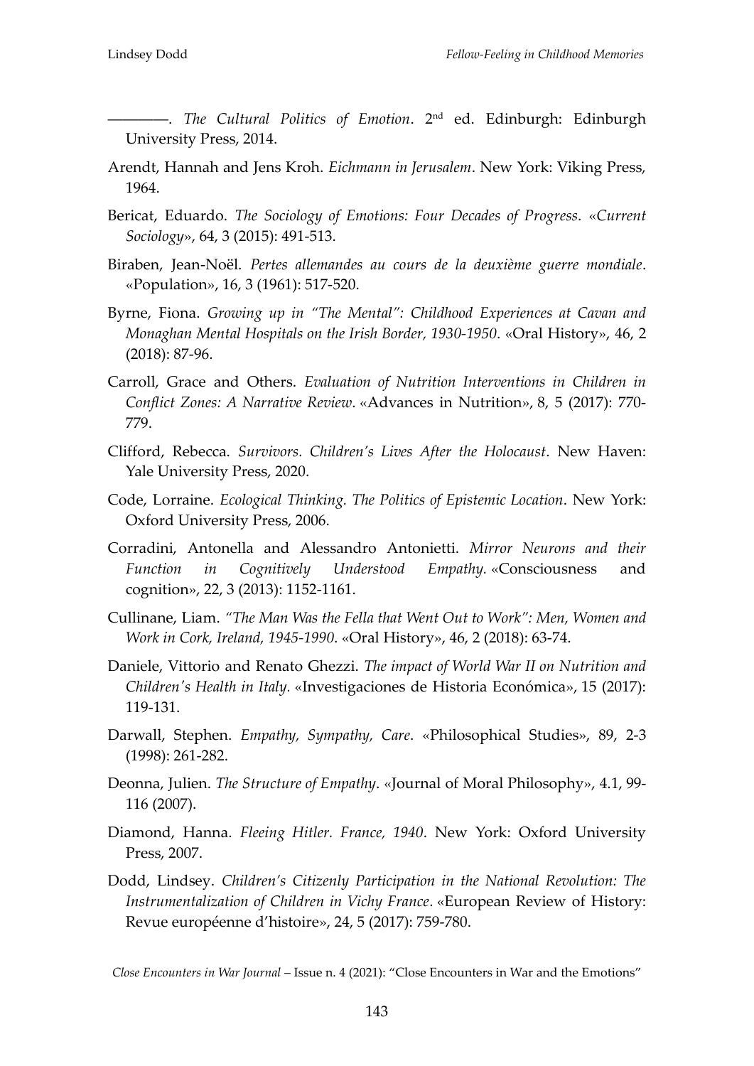———. *The Cultural Politics of Emotion*. 2nd ed. Edinburgh: Edinburgh University Press, 2014.

Arendt, Hannah and Jens Kroh. *Eichmann in Jerusalem*. New York: Viking Press, 1964.

Bericat, Eduardo. *The Sociology of Emotions: Four Decades of Progress*. «*Current Sociology*», 64, 3 (2015): 491-513.

Biraben, Jean-Noël. *Pertes allemandes au cours de la deuxième guerre mondiale*. «Population», 16, 3 (1961): 517-520.

Byrne, Fiona. *Growing up in "The Mental": Childhood Experiences at Cavan and Monaghan Mental Hospitals on the Irish Border, 1930-1950*. «Oral History», 46, 2 (2018): 87-96.

Carroll, Grace and Others. *Evaluation of Nutrition Interventions in Children in Conflict Zones: A Narrative Review*. «Advances in Nutrition», 8, 5 (2017): 770-779.

Clifford, Rebecca. *Survivors. Children's Lives After the Holocaust*. New Haven: Yale University Press, 2020.

Code, Lorraine. *Ecological Thinking. The Politics of Epistemic Location*. New York: Oxford University Press, 2006.

Corradini, Antonella and Alessandro Antonietti. *Mirror Neurons and their Function in Cognitively Understood Empathy*. «Consciousness and cognition», 22, 3 (2013): 1152-1161.

Cullinane, Liam. *"The Man Was the Fella that Went Out to Work": Men, Women and Work in Cork, Ireland, 1945-1990*. «Oral History», 46, 2 (2018): 63-74.

Daniele, Vittorio and Renato Ghezzi. *The impact of World War II on Nutrition and Children's Health in Italy*. «Investigaciones de Historia Económica», 15 (2017): 119-131.

Darwall, Stephen. *Empathy, Sympathy, Care*. «Philosophical Studies», 89, 2-3 (1998): 261-282.

Deonna, Julien. *The Structure of Empathy*. «Journal of Moral Philosophy», 4.1, 99-116 (2007).

Diamond, Hanna. *Fleeing Hitler. France, 1940*. New York: Oxford University Press, 2007.

Dodd, Lindsey. *Children's Citizenly Participation in the National Revolution: The Instrumentalization of Children in Vichy France*. «European Review of History: Revue européenne d'histoire», 24, 5 (2017): 759-780.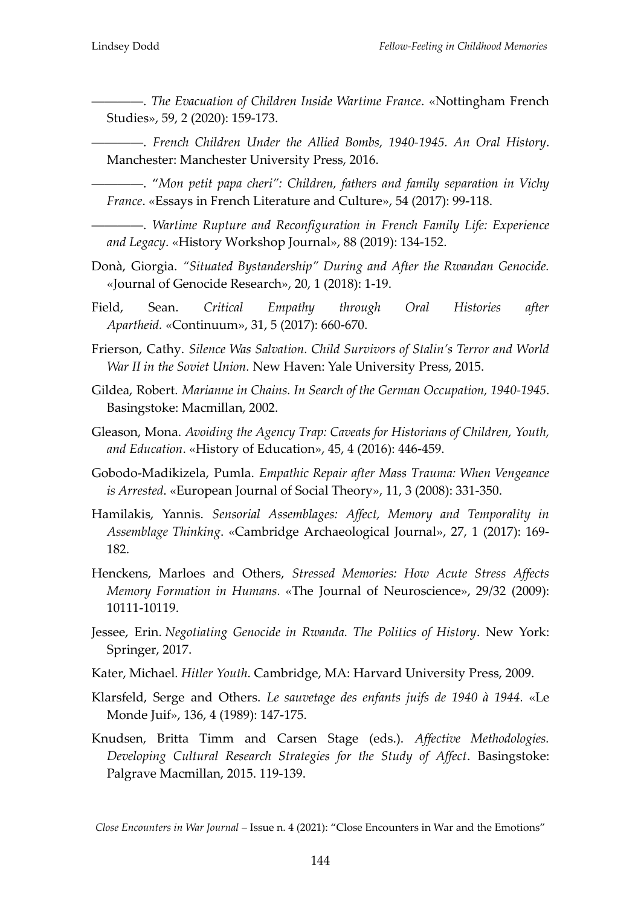————. *The Evacuation of Children Inside Wartime France*. «Nottingham French Studies», 59, 2 (2020): 159-173.

————. *French Children Under the Allied Bombs, 1940-1945. An Oral History*. Manchester: Manchester University Press, 2016.

————. *"Mon petit papa cheri": Children, fathers and family separation in Vichy France*. «Essays in French Literature and Culture», 54 (2017): 99-118.

————. *Wartime Rupture and Reconfiguration in French Family Life: Experience and Legacy*. «History Workshop Journal», 88 (2019): 134-152.

Donà, Giorgia. *"Situated Bystandership" During and After the Rwandan Genocide.* «Journal of Genocide Research», 20, 1 (2018): 1-19.

Field, Sean. *Critical Empathy through Oral Histories after Apartheid.* «Continuum», 31, 5 (2017): 660-670.

Frierson, Cathy. *Silence Was Salvation. Child Survivors of Stalin's Terror and World War II in the Soviet Union.* New Haven: Yale University Press, 2015.

Gildea, Robert. *Marianne in Chains. In Search of the German Occupation, 1940-1945*. Basingstoke: Macmillan, 2002.

Gleason, Mona. *Avoiding the Agency Trap: Caveats for Historians of Children, Youth, and Education*. «History of Education», 45, 4 (2016): 446-459.

Gobodo-Madikizela, Pumla. *Empathic Repair after Mass Trauma: When Vengeance is Arrested*. «European Journal of Social Theory», 11, 3 (2008): 331-350.

Hamilakis, Yannis. *Sensorial Assemblages: Affect, Memory and Temporality in Assemblage Thinking*. «Cambridge Archaeological Journal», 27, 1 (2017): 169-182.

Henckens, Marloes and Others, *Stressed Memories: How Acute Stress Affects Memory Formation in Humans.* «The Journal of Neuroscience», 29/32 (2009): 10111-10119.

Jessee, Erin. *Negotiating Genocide in Rwanda. The Politics of History*. New York: Springer, 2017.

Kater, Michael. *Hitler Youth.* Cambridge, MA: Harvard University Press, 2009.

Klarsfeld, Serge and Others. *Le sauvetage des enfants juifs de 1940 à 1944.* «Le Monde Juif», 136, 4 (1989): 147-175.

Knudsen, Britta Timm and Carsen Stage (eds.). *Affective Methodologies. Developing Cultural Research Strategies for the Study of Affect*. Basingstoke: Palgrave Macmillan, 2015. 119-139.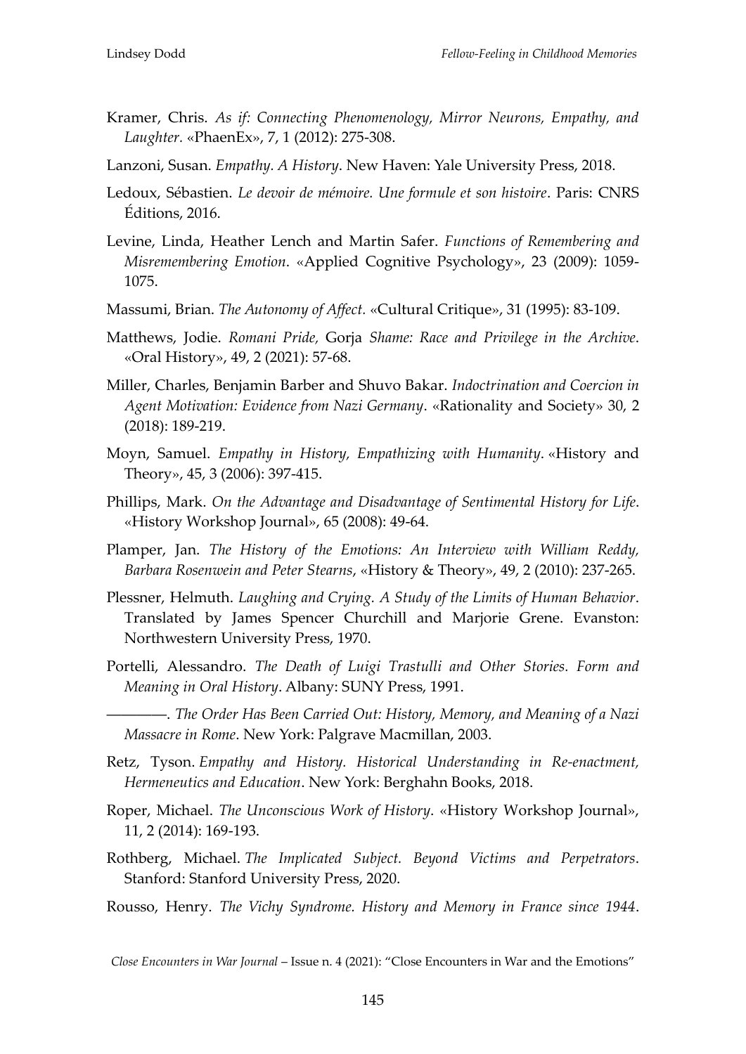Kramer, Chris. *As if: Connecting Phenomenology, Mirror Neurons, Empathy, and Laughter.* «PhaenEx», 7, 1 (2012): 275-308.

Lanzoni, Susan. *Empathy. A History*. New Haven: Yale University Press, 2018.

Ledoux, Sébastien. *Le devoir de mémoire. Une formule et son histoire*. Paris: CNRS Éditions, 2016.

Levine, Linda, Heather Lench and Martin Safer. *Functions of Remembering and Misremembering Emotion*. «Applied Cognitive Psychology», 23 (2009): 1059-1075.

Massumi, Brian. *The Autonomy of Affect.* «Cultural Critique», 31 (1995): 83-109.

Matthews, Jodie. *Romani Pride,* Gorja *Shame: Race and Privilege in the Archive*. «Oral History», 49, 2 (2021): 57-68.

Miller, Charles, Benjamin Barber and Shuvo Bakar. *Indoctrination and Coercion in Agent Motivation: Evidence from Nazi Germany*. «Rationality and Society» 30, 2 (2018): 189-219.

Moyn, Samuel. *Empathy in History, Empathizing with Humanity*. «History and Theory», 45, 3 (2006): 397-415.

Phillips, Mark. *On the Advantage and Disadvantage of Sentimental History for Life*. «History Workshop Journal», 65 (2008): 49-64.

Plamper, Jan. *The History of the Emotions: An Interview with William Reddy, Barbara Rosenwein and Peter Stearns*, «History & Theory», 49, 2 (2010): 237-265.

Plessner, Helmuth. *Laughing and Crying. A Study of the Limits of Human Behavior*. Translated by James Spencer Churchill and Marjorie Grene. Evanston: Northwestern University Press, 1970.

Portelli, Alessandro. *The Death of Luigi Trastulli and Other Stories. Form and Meaning in Oral History*. Albany: SUNY Press, 1991.

————. *The Order Has Been Carried Out: History, Memory, and Meaning of a Nazi Massacre in Rome*. New York: Palgrave Macmillan, 2003.

Retz, Tyson. *Empathy and History. Historical Understanding in Re-enactment, Hermeneutics and Education*. New York: Berghahn Books, 2018.

Roper, Michael. *The Unconscious Work of History*. «History Workshop Journal», 11, 2 (2014): 169-193.

Rothberg, Michael. *The Implicated Subject. Beyond Victims and Perpetrators*. Stanford: Stanford University Press, 2020.

Rousso, Henry. *The Vichy Syndrome. History and Memory in France since 1944*.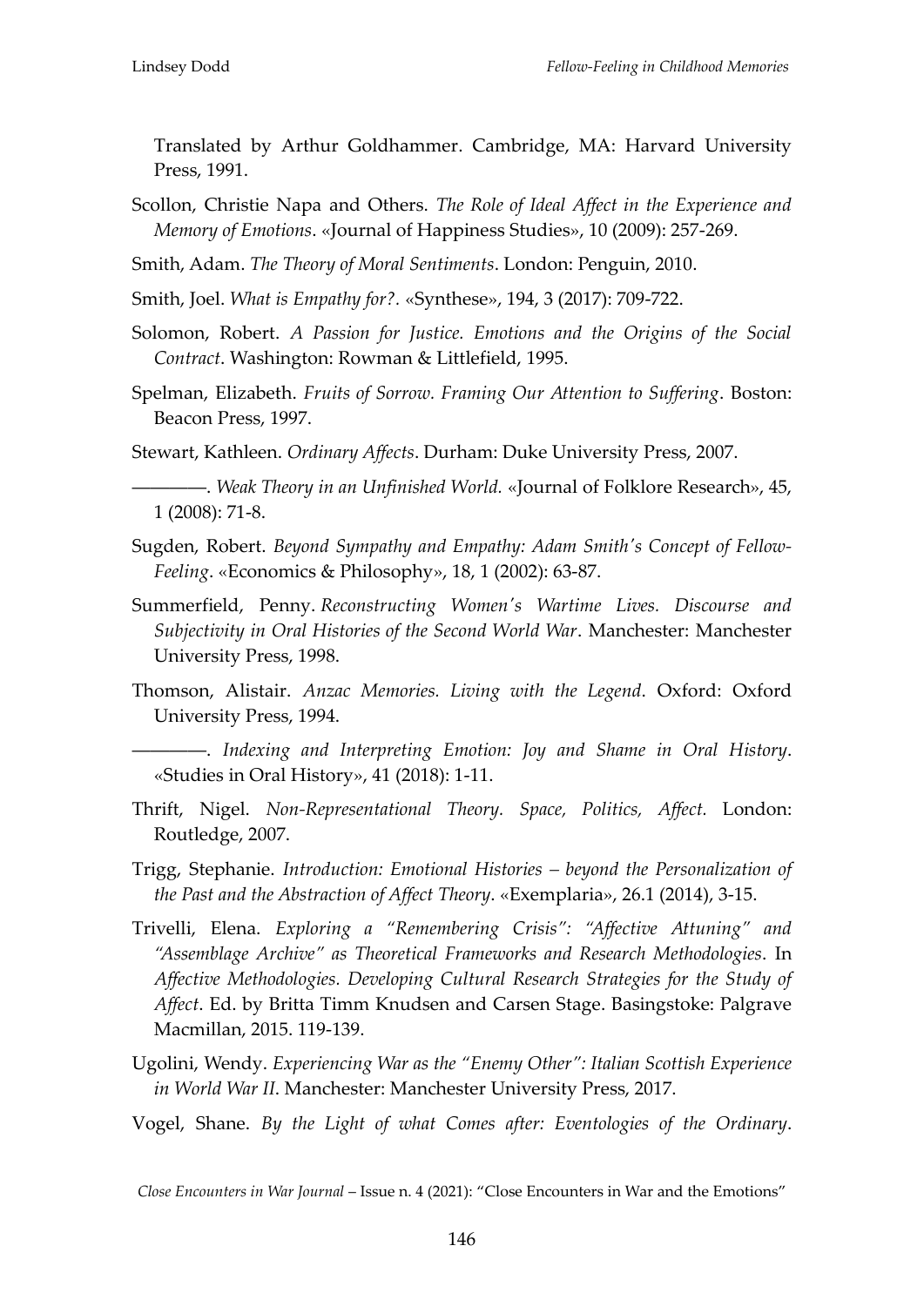Translated by Arthur Goldhammer. Cambridge, MA: Harvard University Press, 1991.

Scollon, Christie Napa and Others. *The Role of Ideal Affect in the Experience and Memory of Emotions*. «Journal of Happiness Studies», 10 (2009): 257-269.

Smith, Adam. *The Theory of Moral Sentiments*. London: Penguin, 2010.

Smith, Joel. *What is Empathy for?*. «Synthese», 194, 3 (2017): 709-722.

Solomon, Robert. *A Passion for Justice. Emotions and the Origins of the Social Contract*. Washington: Rowman & Littlefield, 1995.

Spelman, Elizabeth. *Fruits of Sorrow. Framing Our Attention to Suffering*. Boston: Beacon Press, 1997.

Stewart, Kathleen. *Ordinary Affects*. Durham: Duke University Press, 2007.

————. *Weak Theory in an Unfinished World.* «Journal of Folklore Research», 45, 1 (2008): 71-8.

Sugden, Robert. *Beyond Sympathy and Empathy: Adam Smith's Concept of Fellow-Feeling*. «Economics & Philosophy», 18, 1 (2002): 63-87.

Summerfield, Penny. *Reconstructing Women's Wartime Lives. Discourse and Subjectivity in Oral Histories of the Second World War*. Manchester: Manchester University Press, 1998.

Thomson, Alistair. *Anzac Memories. Living with the Legend*. Oxford: Oxford University Press, 1994.

————. *Indexing and Interpreting Emotion: Joy and Shame in Oral History*. «Studies in Oral History», 41 (2018): 1-11.

Thrift, Nigel. *Non-Representational Theory. Space, Politics, Affect.* London: Routledge, 2007.

Trigg, Stephanie. *Introduction: Emotional Histories – beyond the Personalization of the Past and the Abstraction of Affect Theory*. «Exemplaria», 26.1 (2014), 3-15.

Trivelli, Elena. *Exploring a "Remembering Crisis": "Affective Attuning" and "Assemblage Archive" as Theoretical Frameworks and Research Methodologies*. In *Affective Methodologies. Developing Cultural Research Strategies for the Study of Affect*. Ed. by Britta Timm Knudsen and Carsen Stage. Basingstoke: Palgrave Macmillan, 2015. 119-139.

Ugolini, Wendy. *Experiencing War as the "Enemy Other": Italian Scottish Experience in World War II*. Manchester: Manchester University Press, 2017.

Vogel, Shane. *By the Light of what Comes after: Eventologies of the Ordinary*.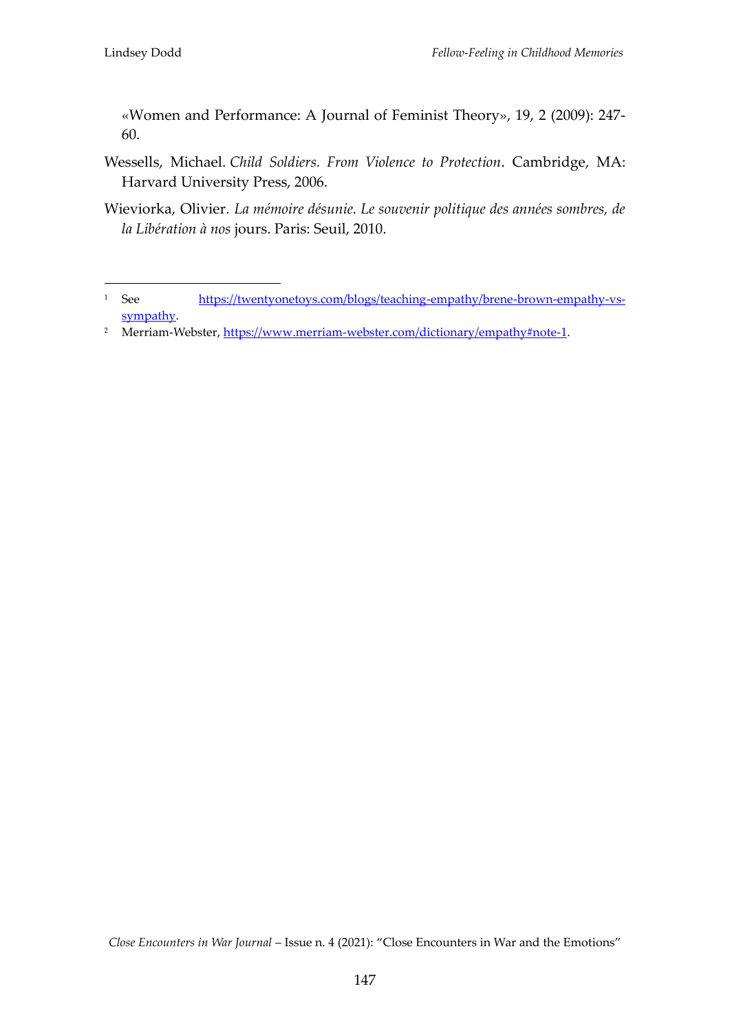«Women and Performance: A Journal of Feminist Theory», 19, 2 (2009): 247-60.

Wessells, Michael. *Child Soldiers. From Violence to Protection*. Cambridge, MA: Harvard University Press, 2006.

Wieviorka, Olivier. *La mémoire désunie. Le souvenir politique des années sombres, de la Libération à nos* jours. Paris: Seuil, 2010.

---

[1] See https://twentyonetoys.com/blogs/teaching-empathy/brene-brown-empathy-vs-sympathy.

[2] Merriam-Webster, https://www.merriam-webster.com/dictionary/empathy#note-1.